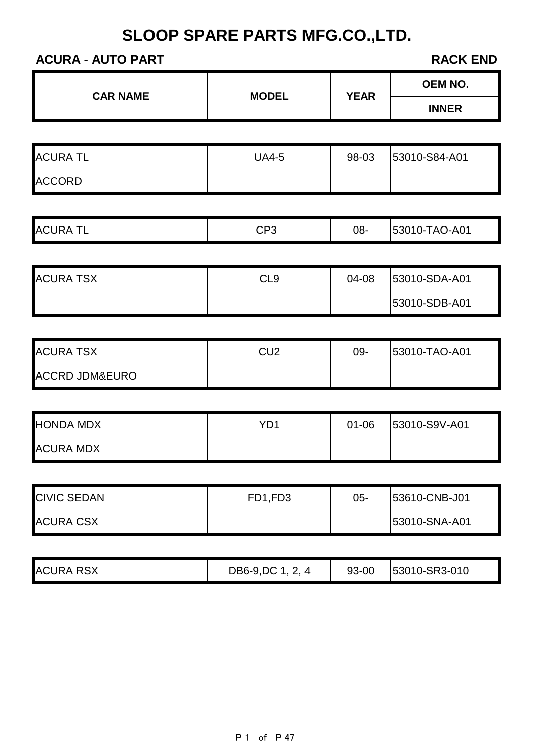# SLOOP SPARE PARTS MFG.CO.,LTD.

**ACURA - AUTO PART** **RACK END**

| CAR NAME | MODEL | YEAR | OEM NO. INNER |
|---|---|---|---|
| ACURA TL | UA4-5 | 98-03 | 53010-S84-A01 |
| ACCORD | | | |
| ACURA TL | CP3 | 08- | 53010-TAO-A01 |
| ACURA TSX | CL9 | 04-08 | 53010-SDA-A01 |
| | | | 53010-SDB-A01 |
| ACURA TSX | CU2 | 09- | 53010-TAO-A01 |
| ACCRD JDM&EURO | | | |
| HONDA MDX | YD1 | 01-06 | 53010-S9V-A01 |
| ACURA MDX | | | |
| CIVIC SEDAN | FD1,FD3 | 05- | 53610-CNB-J01 |
| ACURA CSX | | | 53010-SNA-A01 |
| ACURA RSX | DB6-9,DC 1, 2, 4 | 93-00 | 53010-SR3-010 |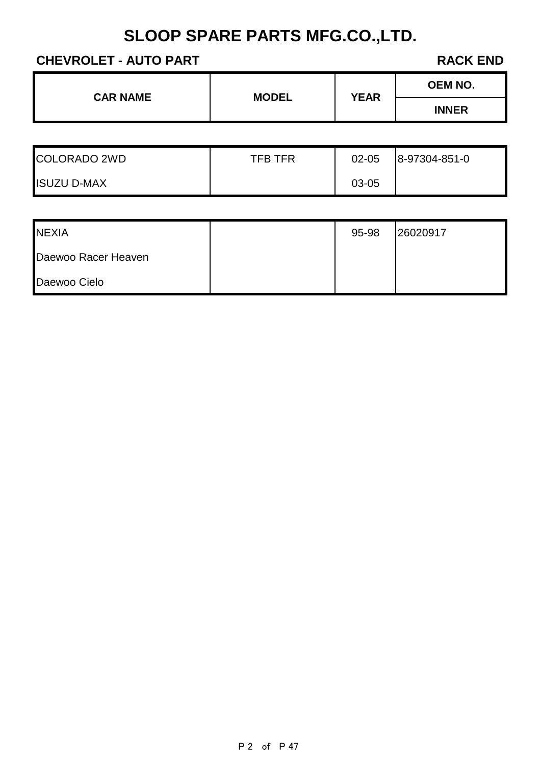# SLOOP SPARE PARTS MFG.CO.,LTD.

**CHEVROLET - AUTO PART** **RACK END**

| CAR NAME | MODEL | YEAR | OEM NO. |
|---|---|---|---|
| | | | INNER |
| COLORADO 2WD | TFB TFR | 02-05 | 8-97304-851-0 |
| ISUZU D-MAX | | 03-05 | |
| NEXIA | | 95-98 | 26020917 |
| Daewoo Racer Heaven | | | |
| Daewoo Cielo | | | |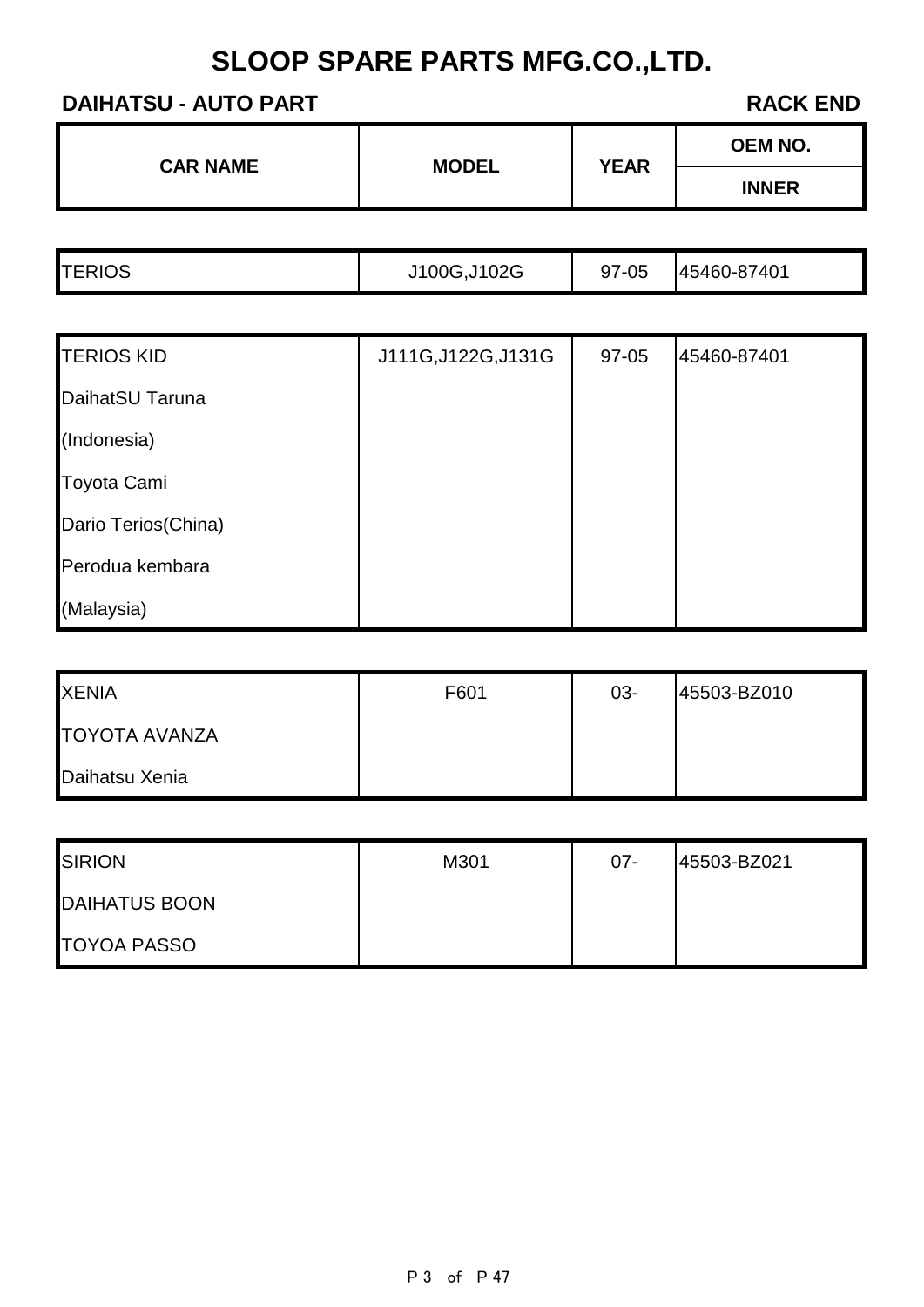# SLOOP SPARE PARTS MFG.CO.,LTD.

## DAIHATSU - AUTO PART

**RACK END**

| CAR NAME | MODEL | YEAR | OEM NO. |
|---|---|---|---|
| | | | INNER |
| TERIOS | J100G,J102G | 97-05 | 45460-87401 |
| TERIOS KID | J111G,J122G,J131G | 97-05 | 45460-87401 |
| DaihatSU Taruna | | | |
| (Indonesia) | | | |
| Toyota Cami | | | |
| Dario Terios(China) | | | |
| Perodua kembara | | | |
| (Malaysia) | | | |
| XENIA | F601 | 03- | 45503-BZ010 |
| TOYOTA AVANZA | | | |
| Daihatsu Xenia | | | |
| SIRION | M301 | 07- | 45503-BZ021 |
| DAIHATUS BOON | | | |
| TOYOA PASSO | | | |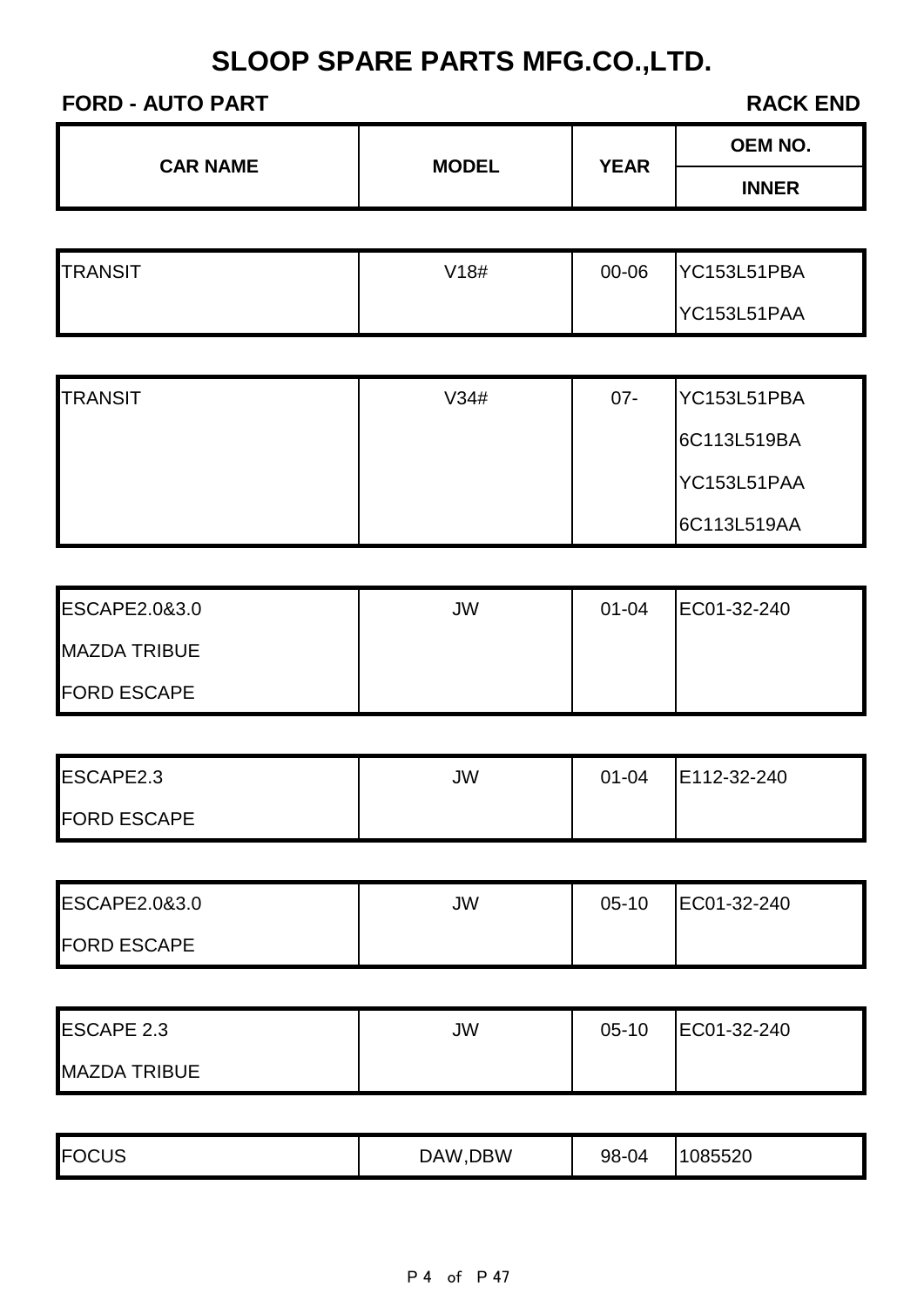# SLOOP SPARE PARTS MFG.CO.,LTD.

**FORD - AUTO PART** **RACK END**

| CAR NAME | MODEL | YEAR | OEM NO. / INNER |
|---|---|---|---|
| TRANSIT | V18# | 00-06 | YC153L51PBA |
| | | | YC153L51PAA |
| TRANSIT | V34# | 07- | YC153L51PBA |
| | | | 6C113L519BA |
| | | | YC153L51PAA |
| | | | 6C113L519AA |
| ESCAPE2.0&3.0 | JW | 01-04 | EC01-32-240 |
| MAZDA TRIBUE | | | |
| FORD ESCAPE | | | |
| ESCAPE2.3 | JW | 01-04 | E112-32-240 |
| FORD ESCAPE | | | |
| ESCAPE2.0&3.0 | JW | 05-10 | EC01-32-240 |
| FORD ESCAPE | | | |
| ESCAPE 2.3 | JW | 05-10 | EC01-32-240 |
| MAZDA TRIBUE | | | |
| FOCUS | DAW,DBW | 98-04 | 1085520 |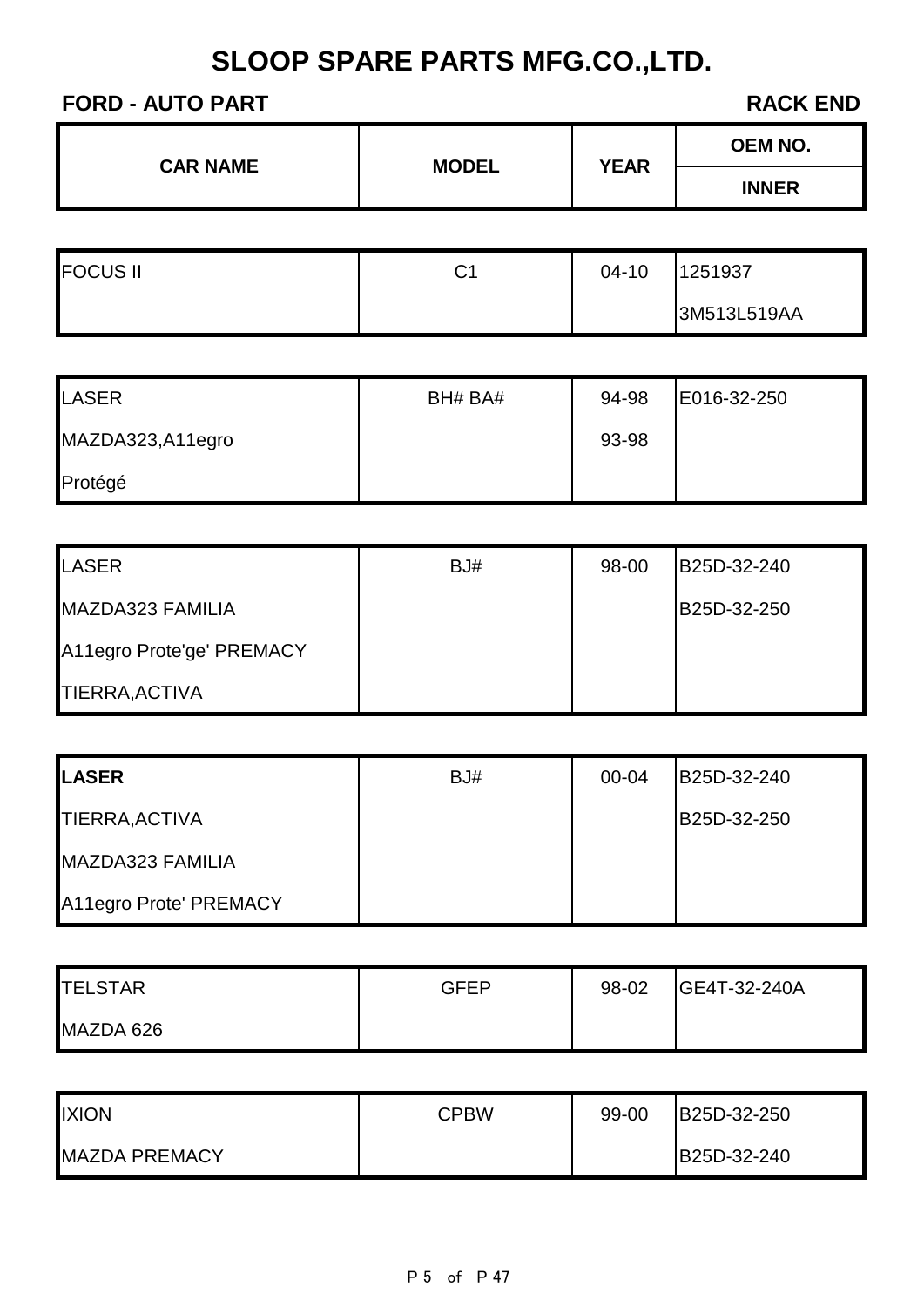# SLOOP SPARE PARTS MFG.CO.,LTD.

**FORD - AUTO PART** **RACK END**

| CAR NAME | MODEL | YEAR | OEM NO. INNER |
|---|---|---|---|
| FOCUS II | C1 | 04-10 | 1251937 |
| | | | 3M513L519AA |
| LASER | BH# BA# | 94-98 | E016-32-250 |
| MAZDA323,A11egro | | 93-98 | |
| Protégé | | | |
| LASER | BJ# | 98-00 | B25D-32-240 |
| MAZDA323 FAMILIA | | | B25D-32-250 |
| A11egro Prote'ge' PREMACY | | | |
| TIERRA,ACTIVA | | | |
| **LASER** | BJ# | 00-04 | B25D-32-240 |
| TIERRA,ACTIVA | | | B25D-32-250 |
| MAZDA323 FAMILIA | | | |
| A11egro Prote' PREMACY | | | |
| TELSTAR | GFEP | 98-02 | GE4T-32-240A |
| MAZDA 626 | | | |
| IXION | CPBW | 99-00 | B25D-32-250 |
| MAZDA PREMACY | | | B25D-32-240 |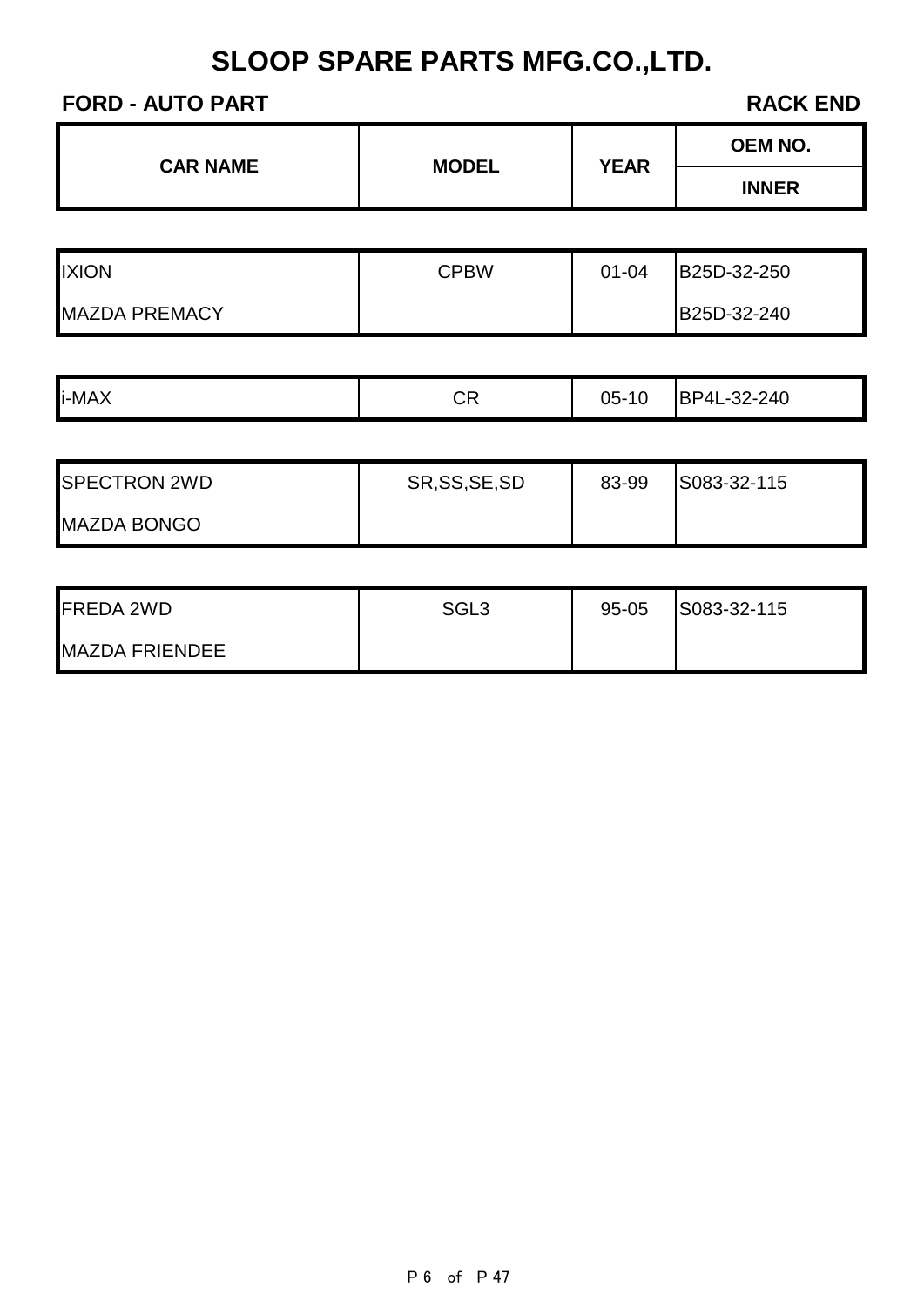# SLOOP SPARE PARTS MFG.CO.,LTD.

**FORD - AUTO PART** **RACK END**

| CAR NAME | MODEL | YEAR | OEM NO. / INNER |
|---|---|---|---|
| IXION | CPBW | 01-04 | B25D-32-250 |
| MAZDA PREMACY | | | B25D-32-240 |
| i-MAX | CR | 05-10 | BP4L-32-240 |
| SPECTRON 2WD | SR,SS,SE,SD | 83-99 | S083-32-115 |
| MAZDA BONGO | | | |
| FREDA 2WD | SGL3 | 95-05 | S083-32-115 |
| MAZDA FRIENDEE | | | |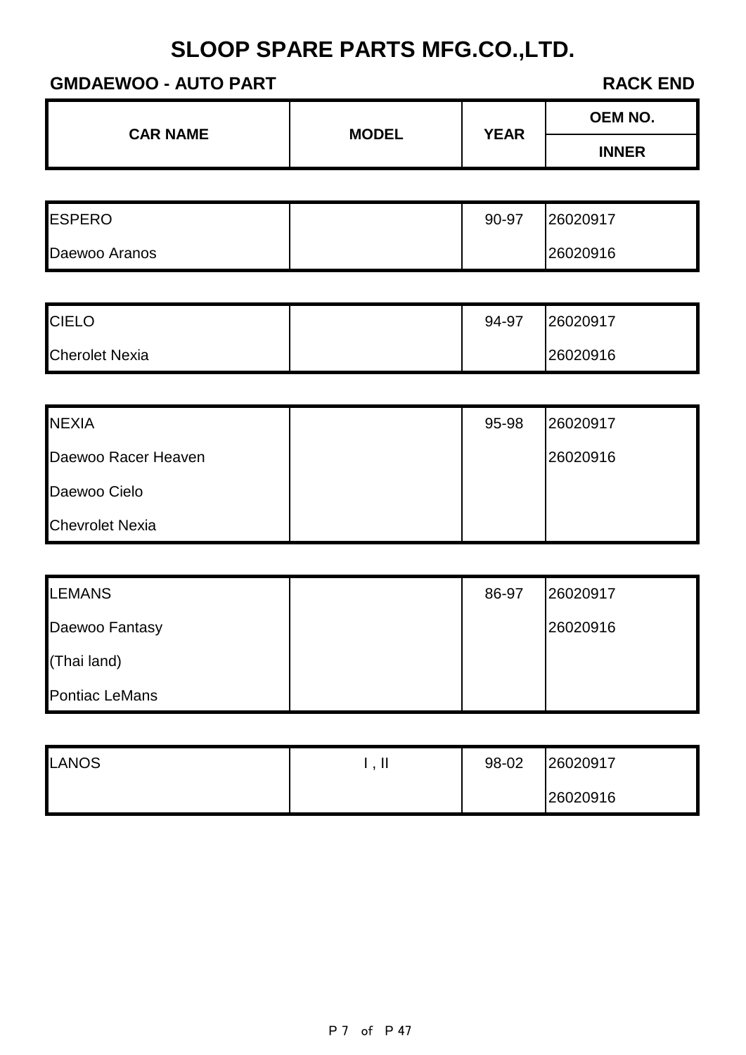# SLOOP SPARE PARTS MFG.CO.,LTD.

**GMDAEWOO - AUTO PART** **RACK END**

| CAR NAME | MODEL | YEAR | OEM NO. INNER |
|---|---|---|---|
| ESPERO | | 90-97 | 26020917 |
| Daewoo Aranos | | | 26020916 |
| CIELO | | 94-97 | 26020917 |
| Cherolet Nexia | | | 26020916 |
| NEXIA | | 95-98 | 26020917 |
| Daewoo Racer Heaven | | | 26020916 |
| Daewoo Cielo | | | |
| Chevrolet Nexia | | | |
| LEMANS | | 86-97 | 26020917 |
| Daewoo Fantasy | | | 26020916 |
| (Thai land) | | | |
| Pontiac LeMans | | | |
| LANOS | I , II | 98-02 | 26020917 |
| | | | 26020916 |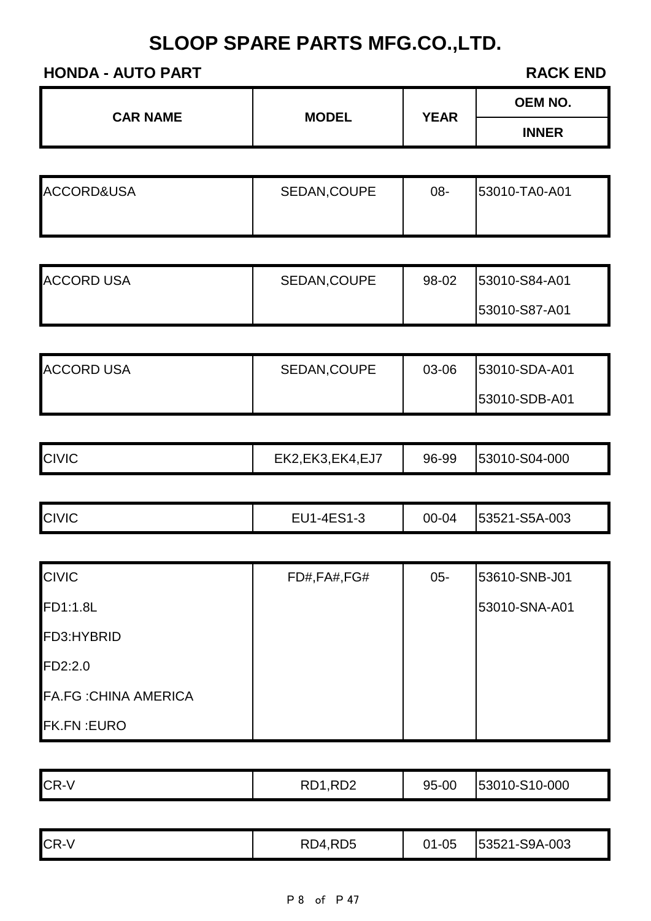# SLOOP SPARE PARTS MFG.CO.,LTD.

**HONDA - AUTO PART** **RACK END**

| CAR NAME | MODEL | YEAR | OEM NO. / INNER |
|---|---|---|---|
| ACCORD&USA | SEDAN,COUPE | 08- | 53010-TA0-A01 |
| ACCORD USA | SEDAN,COUPE | 98-02 | 53010-S84-A01 |
| | | | 53010-S87-A01 |
| ACCORD USA | SEDAN,COUPE | 03-06 | 53010-SDA-A01 |
| | | | 53010-SDB-A01 |
| CIVIC | EK2,EK3,EK4,EJ7 | 96-99 | 53010-S04-000 |
| CIVIC | EU1-4ES1-3 | 00-04 | 53521-S5A-003 |
| CIVIC | FD#,FA#,FG# | 05- | 53610-SNB-J01 |
| FD1:1.8L | | | 53010-SNA-A01 |
| FD3:HYBRID | | | |
| FD2:2.0 | | | |
| FA.FG :CHINA AMERICA | | | |
| FK.FN :EURO | | | |
| CR-V | RD1,RD2 | 95-00 | 53010-S10-000 |
| CR-V | RD4,RD5 | 01-05 | 53521-S9A-003 |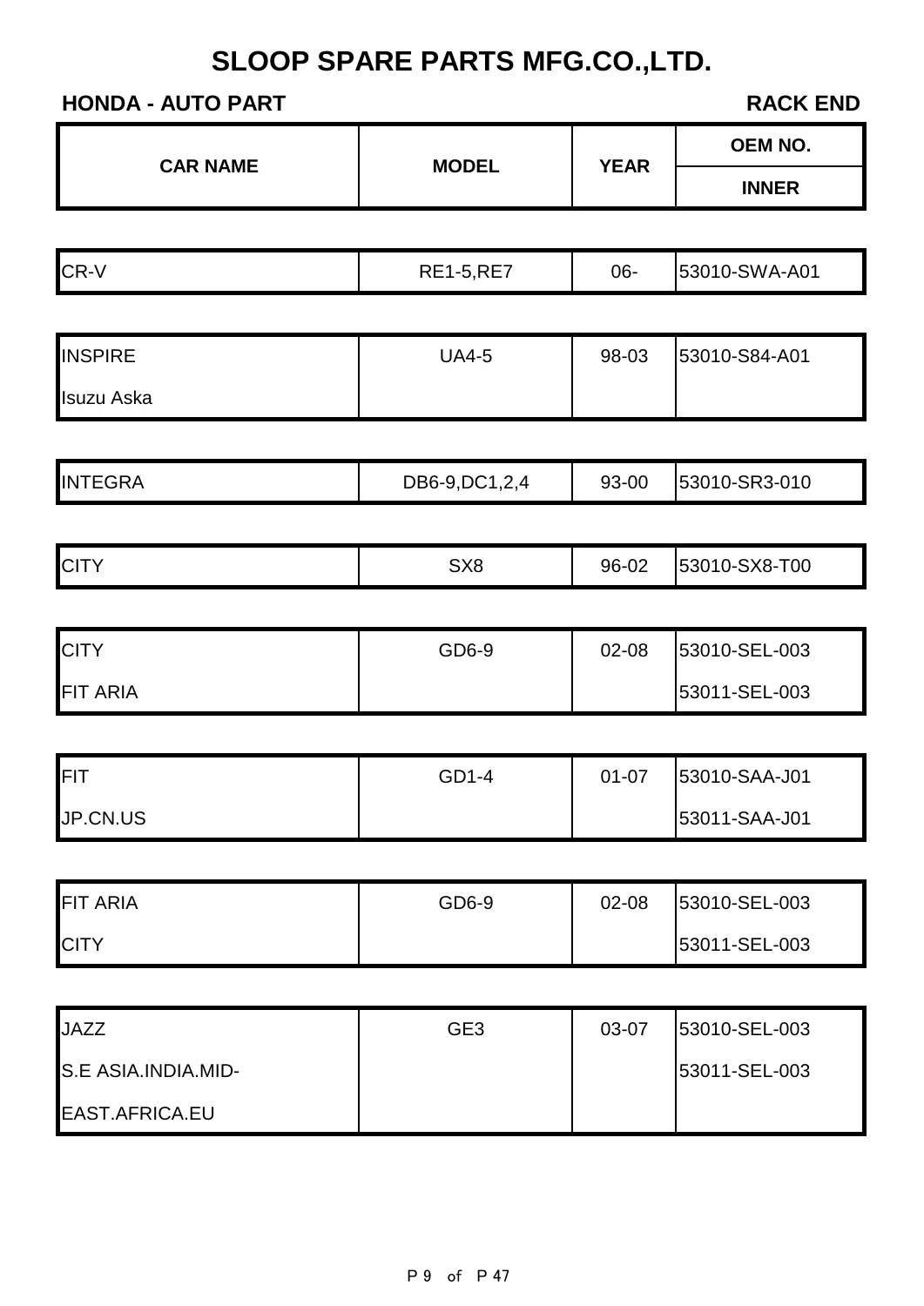# SLOOP SPARE PARTS MFG.CO.,LTD.

**HONDA - AUTO PART** — **RACK END**

| CAR NAME | MODEL | YEAR | OEM NO. |
|---|---|---|---|
| | | | INNER |
| CR-V | RE1-5,RE7 | 06- | 53010-SWA-A01 |
| INSPIRE | UA4-5 | 98-03 | 53010-S84-A01 |
| Isuzu Aska | | | |
| INTEGRA | DB6-9,DC1,2,4 | 93-00 | 53010-SR3-010 |
| CITY | SX8 | 96-02 | 53010-SX8-T00 |
| CITY | GD6-9 | 02-08 | 53010-SEL-003 |
| FIT ARIA | | | 53011-SEL-003 |
| FIT | GD1-4 | 01-07 | 53010-SAA-J01 |
| JP.CN.US | | | 53011-SAA-J01 |
| FIT ARIA | GD6-9 | 02-08 | 53010-SEL-003 |
| CITY | | | 53011-SEL-003 |
| JAZZ | GE3 | 03-07 | 53010-SEL-003 |
| S.E ASIA.INDIA.MID- | | | 53011-SEL-003 |
| EAST.AFRICA.EU | | | |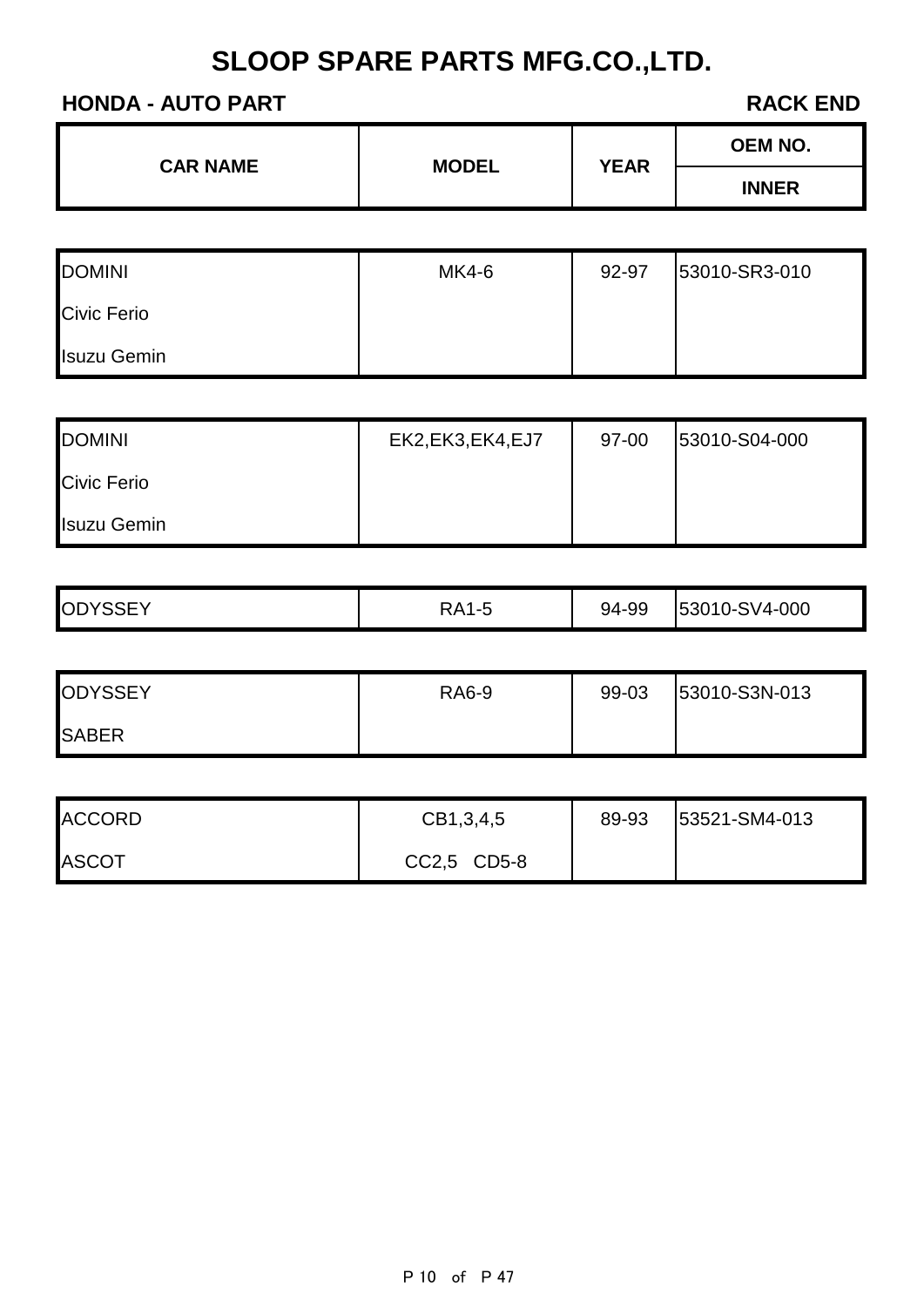# SLOOP SPARE PARTS MFG.CO.,LTD.

**HONDA - AUTO PART** **RACK END**

| CAR NAME | MODEL | YEAR | OEM NO. / INNER |
|---|---|---|---|
| DOMINI | MK4-6 | 92-97 | 53010-SR3-010 |
| Civic Ferio | | | |
| Isuzu Gemin | | | |
| DOMINI | EK2,EK3,EK4,EJ7 | 97-00 | 53010-S04-000 |
| Civic Ferio | | | |
| Isuzu Gemin | | | |
| ODYSSEY | RA1-5 | 94-99 | 53010-SV4-000 |
| ODYSSEY | RA6-9 | 99-03 | 53010-S3N-013 |
| SABER | | | |
| ACCORD | CB1,3,4,5 | 89-93 | 53521-SM4-013 |
| ASCOT | CC2,5 CD5-8 | | |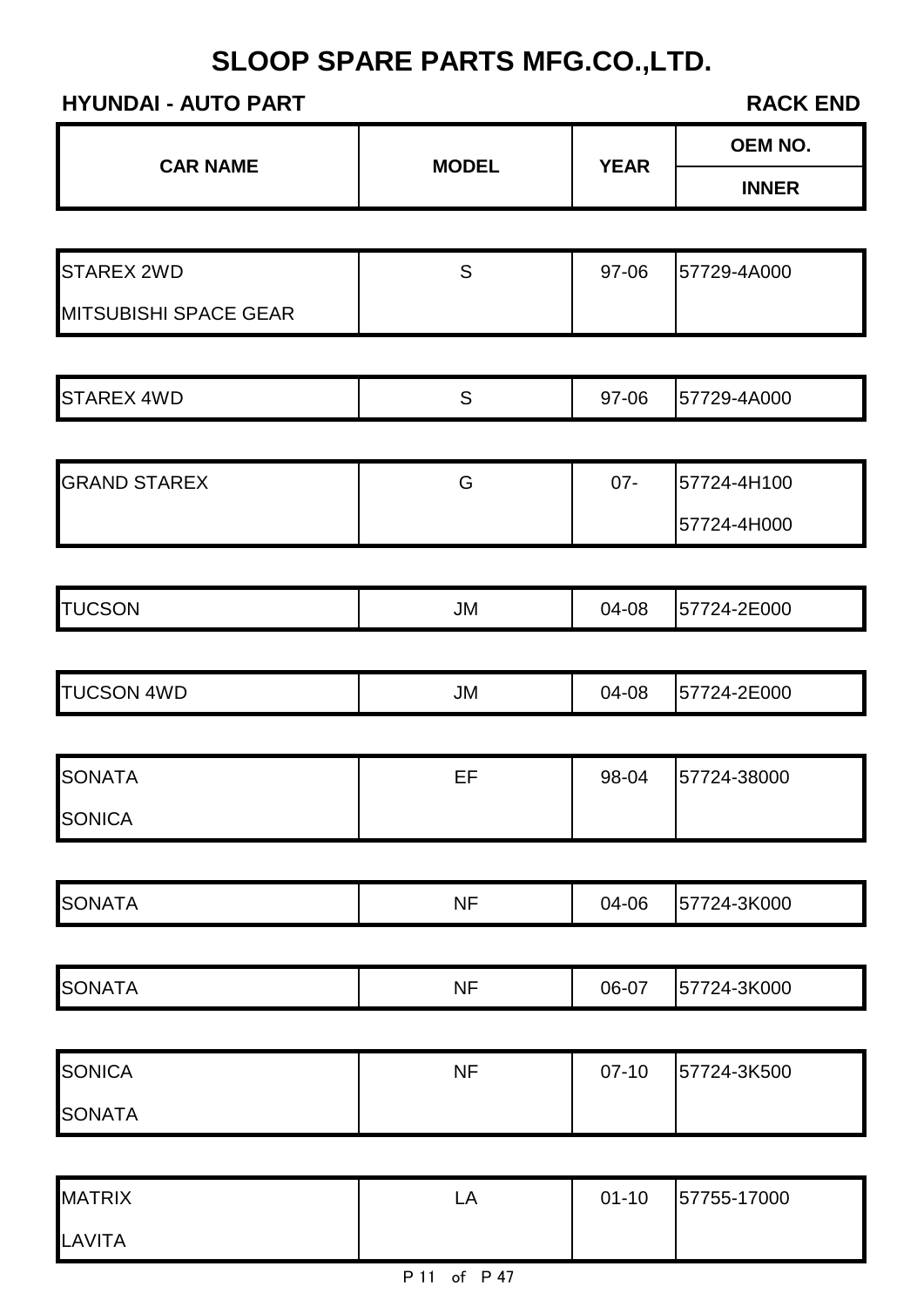# SLOOP SPARE PARTS MFG.CO.,LTD.

**HYUNDAI - AUTO PART** | **RACK END**

| CAR NAME | MODEL | YEAR | OEM NO. / INNER |
|---|---|---|---|
| STAREX 2WD<br>MITSUBISHI SPACE GEAR | S | 97-06 | 57729-4A000 |
| STAREX 4WD | S | 97-06 | 57729-4A000 |
| GRAND STAREX | G | 07- | 57724-4H100<br>57724-4H000 |
| TUCSON | JM | 04-08 | 57724-2E000 |
| TUCSON 4WD | JM | 04-08 | 57724-2E000 |
| SONATA<br>SONICA | EF | 98-04 | 57724-38000 |
| SONATA | NF | 04-06 | 57724-3K000 |
| SONATA | NF | 06-07 | 57724-3K000 |
| SONICA<br>SONATA | NF | 07-10 | 57724-3K500 |
| MATRIX<br>LAVITA | LA | 01-10 | 57755-17000 |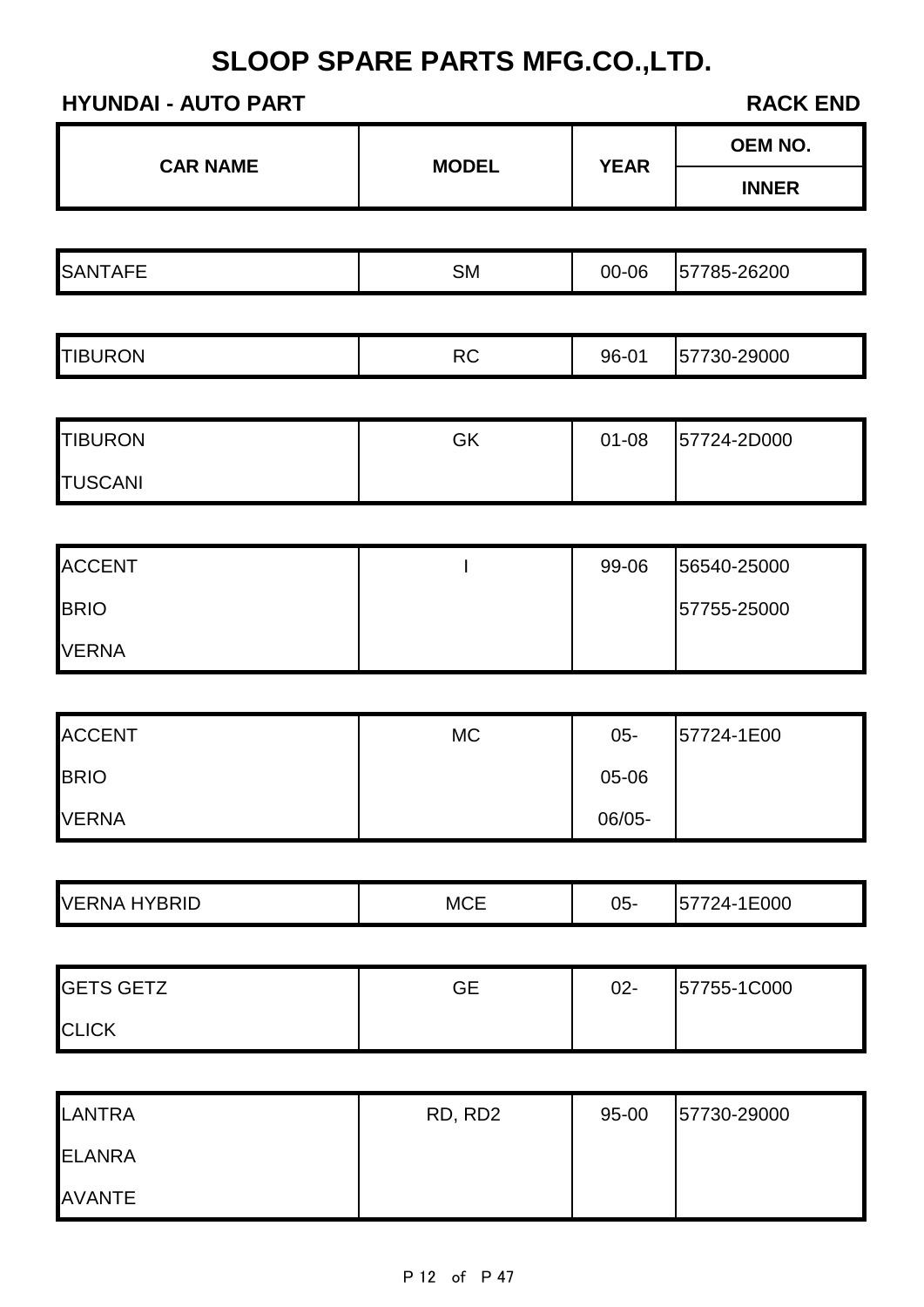# SLOOP SPARE PARTS MFG.CO.,LTD.

**HYUNDAI - AUTO PART** **RACK END**

| CAR NAME | MODEL | YEAR | OEM NO. / INNER |
|---|---|---|---|
| SANTAFE | SM | 00-06 | 57785-26200 |
| TIBURON | RC | 96-01 | 57730-29000 |
| TIBURON | GK | 01-08 | 57724-2D000 |
| TUSCANI | | | |
| ACCENT | I | 99-06 | 56540-25000 |
| BRIO | | | 57755-25000 |
| VERNA | | | |
| ACCENT | MC | 05- | 57724-1E00 |
| BRIO | | 05-06 | |
| VERNA | | 06/05- | |
| VERNA HYBRID | MCE | 05- | 57724-1E000 |
| GETS GETZ | GE | 02- | 57755-1C000 |
| CLICK | | | |
| LANTRA | RD, RD2 | 95-00 | 57730-29000 |
| ELANRA | | | |
| AVANTE | | | |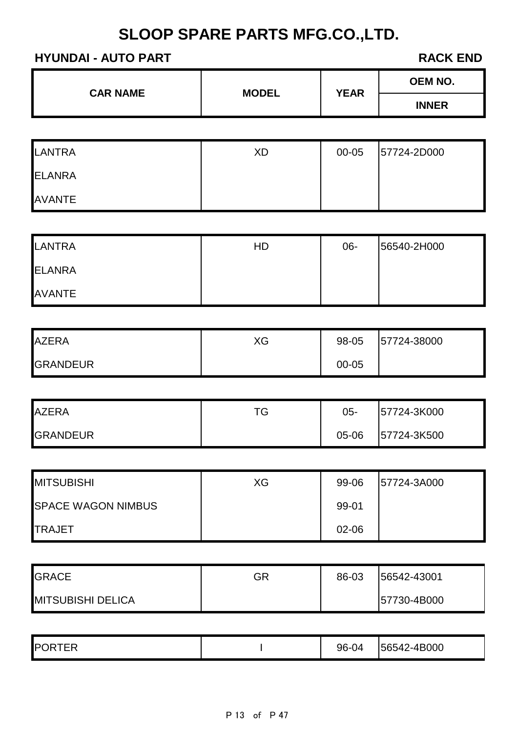# SLOOP SPARE PARTS MFG.CO.,LTD.

**HYUNDAI - AUTO PART** **RACK END**

| CAR NAME | MODEL | YEAR | OEM NO. / INNER |
|---|---|---|---|
| LANTRA | XD | 00-05 | 57724-2D000 |
| ELANRA | | | |
| AVANTE | | | |
| LANTRA | HD | 06- | 56540-2H000 |
| ELANRA | | | |
| AVANTE | | | |
| AZERA | XG | 98-05 | 57724-38000 |
| GRANDEUR | | 00-05 | |
| AZERA | TG | 05- | 57724-3K000 |
| GRANDEUR | | 05-06 | 57724-3K500 |
| MITSUBISHI | XG | 99-06 | 57724-3A000 |
| SPACE WAGON NIMBUS | | 99-01 | |
| TRAJET | | 02-06 | |
| GRACE | GR | 86-03 | 56542-43001 |
| MITSUBISHI DELICA | | | 57730-4B000 |
| PORTER | I | 96-04 | 56542-4B000 |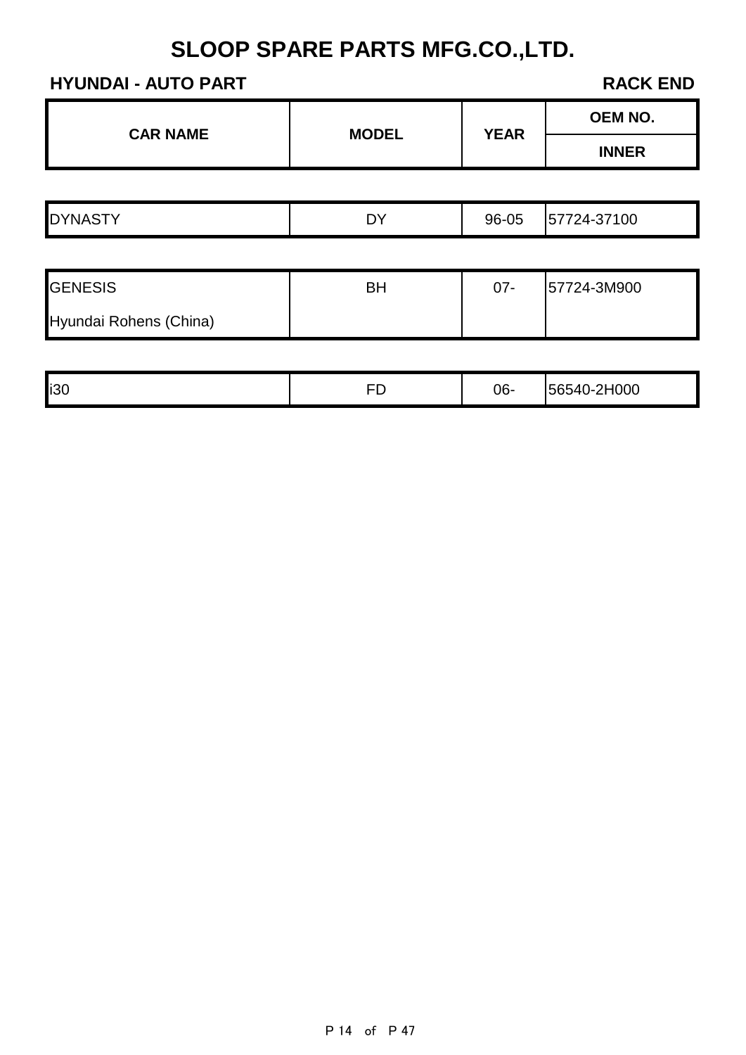# SLOOP SPARE PARTS MFG.CO.,LTD.

**HYUNDAI - AUTO PART** **RACK END**

| CAR NAME | MODEL | YEAR | OEM NO. |
|---|---|---|---|
| | | | INNER |
| DYNASTY | DY | 96-05 | 57724-37100 |
| GENESIS | BH | 07- | 57724-3M900 |
| Hyundai Rohens (China) | | | |
| i30 | FD | 06- | 56540-2H000 |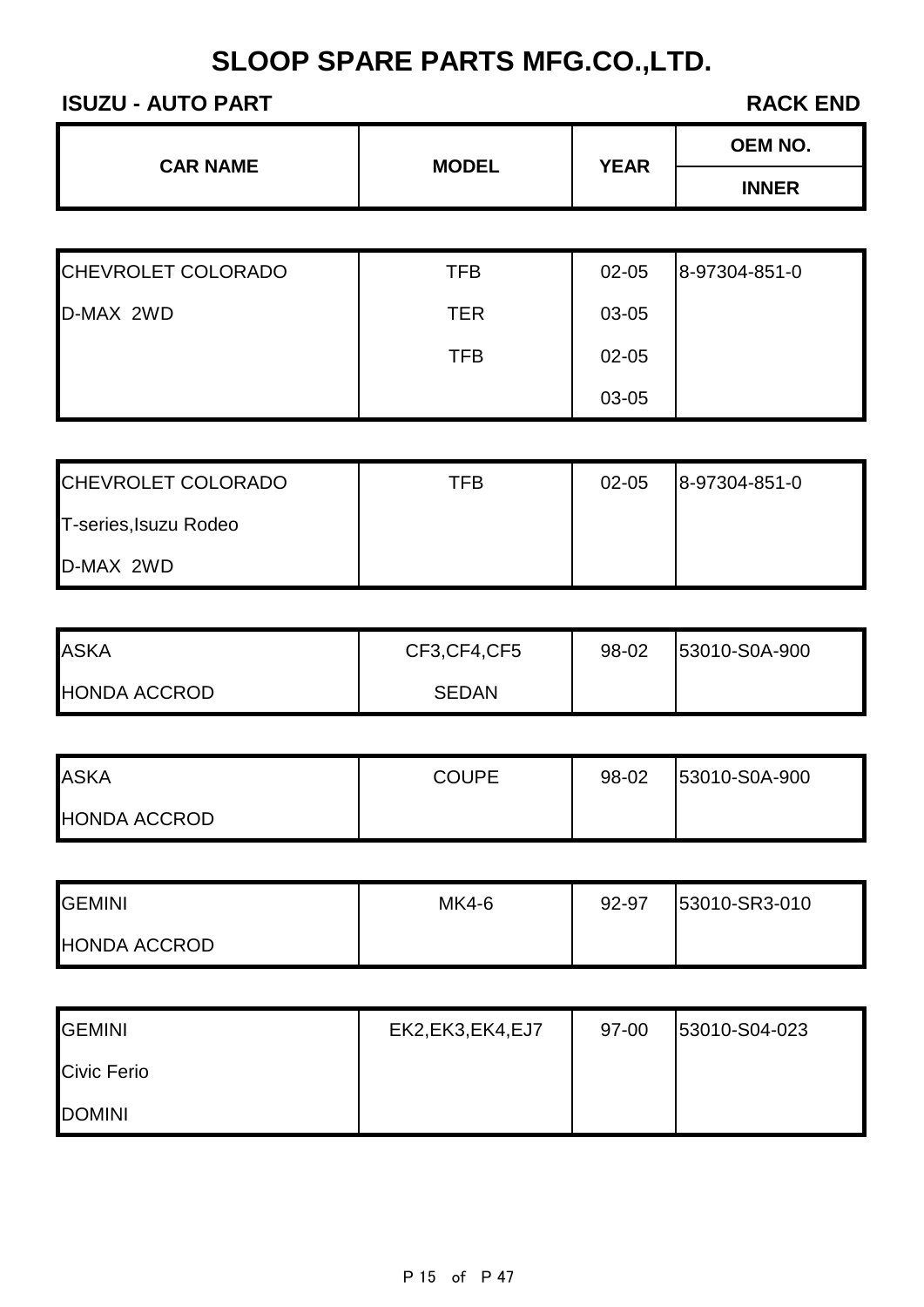# SLOOP SPARE PARTS MFG.CO.,LTD.

**ISUZU - AUTO PART** **RACK END**

| CAR NAME | MODEL | YEAR | OEM NO. / INNER |
|---|---|---|---|
| CHEVROLET COLORADO | TFB | 02-05 | 8-97304-851-0 |
| D-MAX 2WD | TER | 03-05 | |
| | TFB | 02-05 | |
| | | 03-05 | |
| CHEVROLET COLORADO | TFB | 02-05 | 8-97304-851-0 |
| T-series,Isuzu Rodeo | | | |
| D-MAX 2WD | | | |
| ASKA | CF3,CF4,CF5 | 98-02 | 53010-S0A-900 |
| HONDA ACCROD | SEDAN | | |
| ASKA | COUPE | 98-02 | 53010-S0A-900 |
| HONDA ACCROD | | | |
| GEMINI | MK4-6 | 92-97 | 53010-SR3-010 |
| HONDA ACCROD | | | |
| GEMINI | EK2,EK3,EK4,EJ7 | 97-00 | 53010-S04-023 |
| Civic Ferio | | | |
| DOMINI | | | |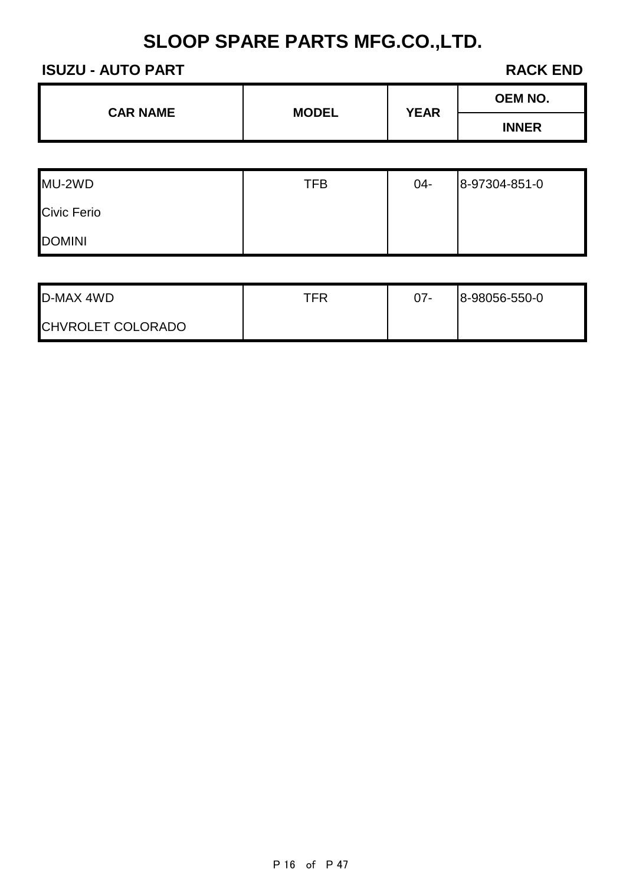# SLOOP SPARE PARTS MFG.CO.,LTD.

**ISUZU - AUTO PART** **RACK END**

| CAR NAME | MODEL | YEAR | OEM NO. |
|---|---|---|---|
| | | | INNER |
| MU-2WD | TFB | 04- | 8-97304-851-0 |
| Civic Ferio | | | |
| DOMINI | | | |
| D-MAX 4WD | TFR | 07- | 8-98056-550-0 |
| CHVROLET COLORADO | | | |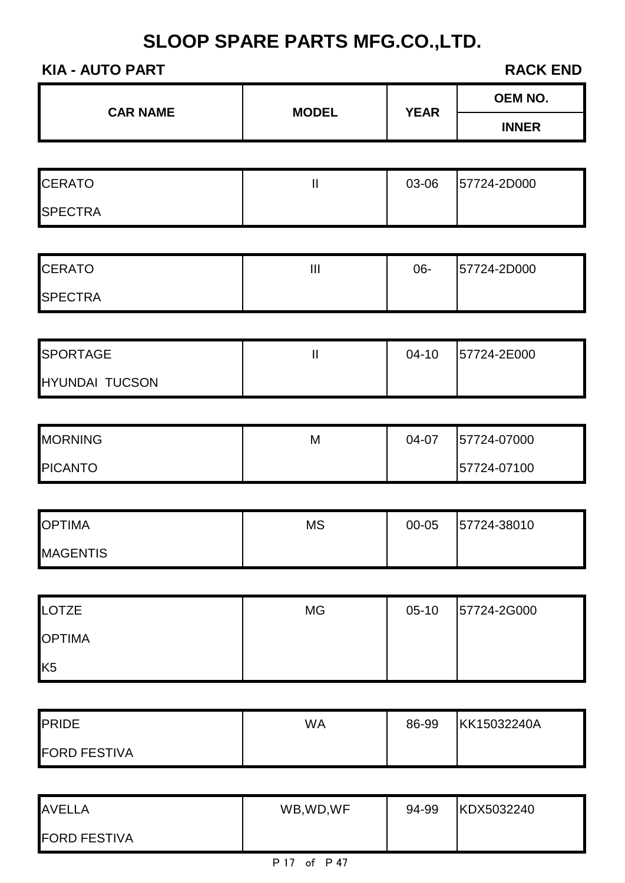# SLOOP SPARE PARTS MFG.CO.,LTD.

**KIA - AUTO PART** **RACK END**

| CAR NAME | MODEL | YEAR | OEM NO. |
|---|---|---|---|
| | | | INNER |
| CERATO | II | 03-06 | 57724-2D000 |
| SPECTRA | | | |
| CERATO | III | 06- | 57724-2D000 |
| SPECTRA | | | |
| SPORTAGE | II | 04-10 | 57724-2E000 |
| HYUNDAI TUCSON | | | |
| MORNING | M | 04-07 | 57724-07000 |
| PICANTO | | | 57724-07100 |
| OPTIMA | MS | 00-05 | 57724-38010 |
| MAGENTIS | | | |
| LOTZE | MG | 05-10 | 57724-2G000 |
| OPTIMA | | | |
| K5 | | | |
| PRIDE | WA | 86-99 | KK15032240A |
| FORD FESTIVA | | | |
| AVELLA | WB,WD,WF | 94-99 | KDX5032240 |
| FORD FESTIVA | | | |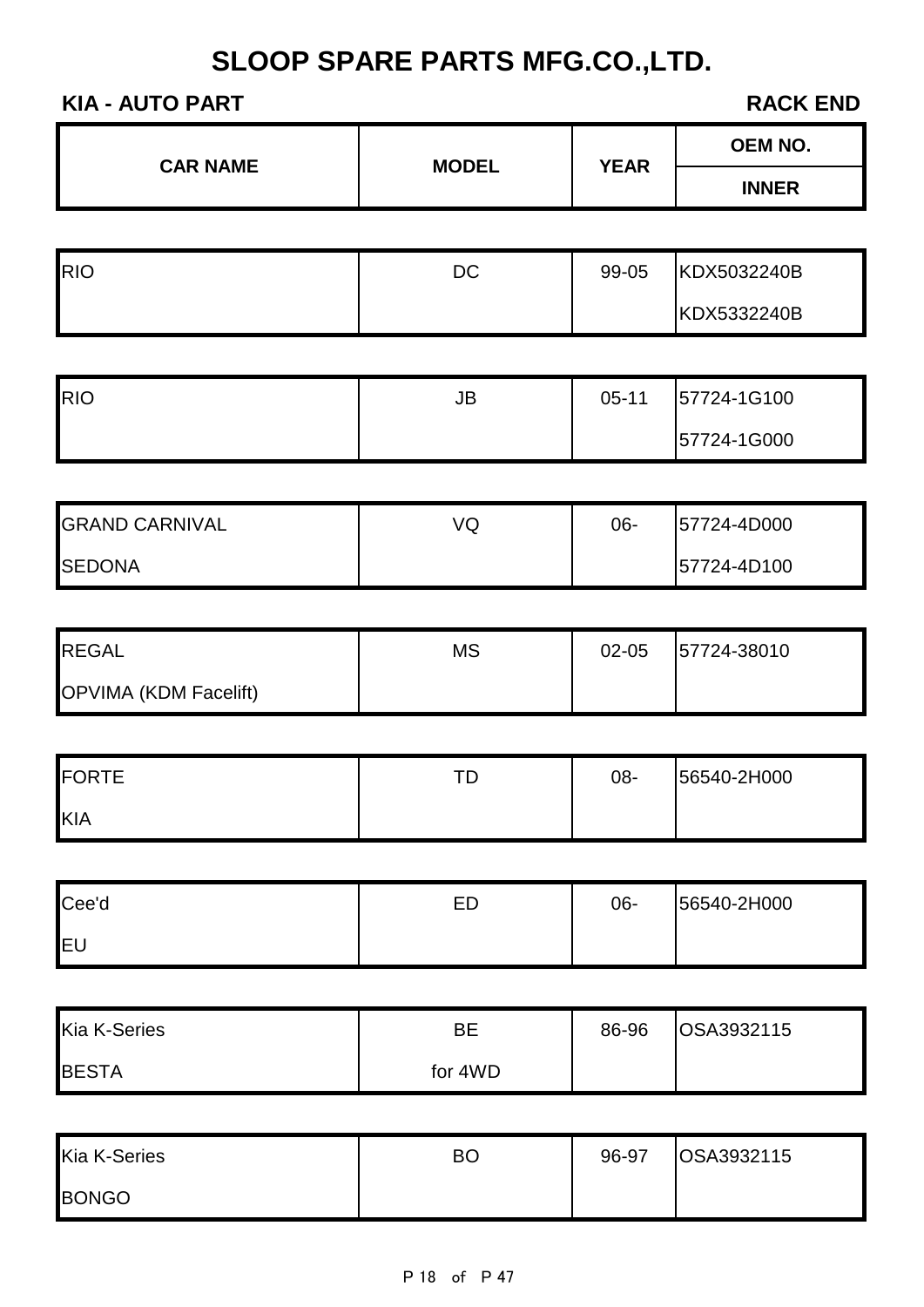# SLOOP SPARE PARTS MFG.CO.,LTD.

**KIA - AUTO PART** **RACK END**

| CAR NAME | MODEL | YEAR | OEM NO. / INNER |
|---|---|---|---|
| RIO | DC | 99-05 | KDX5032240B |
| | | | KDX5332240B |
| RIO | JB | 05-11 | 57724-1G100 |
| | | | 57724-1G000 |
| GRAND CARNIVAL | VQ | 06- | 57724-4D000 |
| SEDONA | | | 57724-4D100 |
| REGAL | MS | 02-05 | 57724-38010 |
| OPVIMA (KDM Facelift) | | | |
| FORTE | TD | 08- | 56540-2H000 |
| KIA | | | |
| Cee'd | ED | 06- | 56540-2H000 |
| EU | | | |
| Kia K-Series | BE | 86-96 | OSA3932115 |
| BESTA | for 4WD | | |
| Kia K-Series | BO | 96-97 | OSA3932115 |
| BONGO | | | |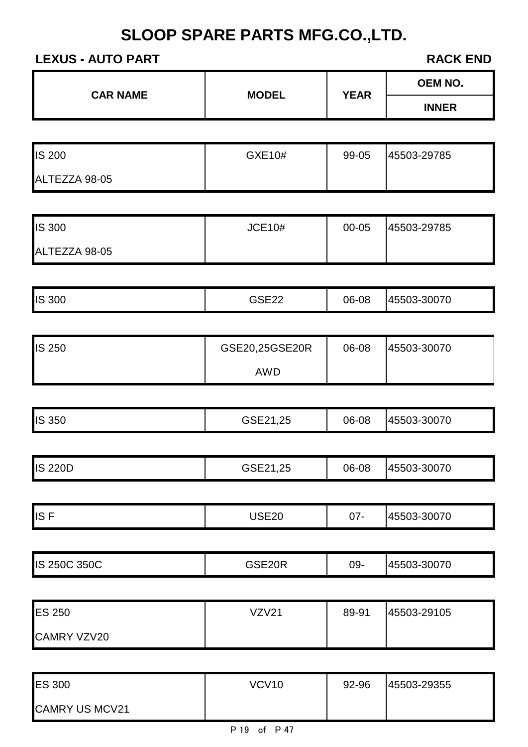# SLOOP SPARE PARTS MFG.CO.,LTD.

**LEXUS - AUTO PART** **RACK END**

| CAR NAME | MODEL | YEAR | OEM NO. INNER |
|---|---|---|---|
| IS 200 ALTEZZA 98-05 | GXE10# | 99-05 | 45503-29785 |
| IS 300 ALTEZZA 98-05 | JCE10# | 00-05 | 45503-29785 |
| IS 300 | GSE22 | 06-08 | 45503-30070 |
| IS 250 | GSE20,25GSE20R AWD | 06-08 | 45503-30070 |
| IS 350 | GSE21,25 | 06-08 | 45503-30070 |
| IS 220D | GSE21,25 | 06-08 | 45503-30070 |
| IS F | USE20 | 07- | 45503-30070 |
| IS 250C 350C | GSE20R | 09- | 45503-30070 |
| ES 250 CAMRY VZV20 | VZV21 | 89-91 | 45503-29105 |
| ES 300 CAMRY US MCV21 | VCV10 | 92-96 | 45503-29355 |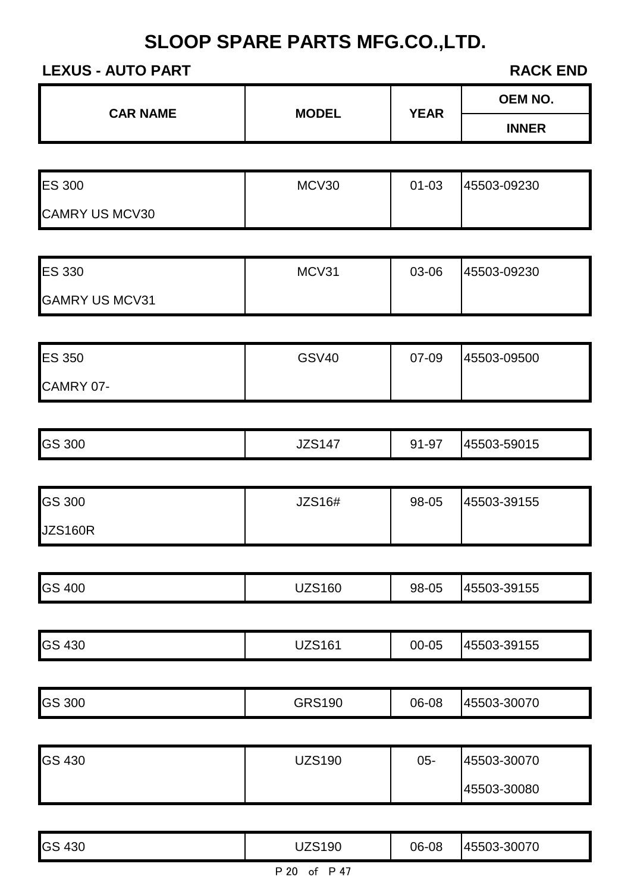# SLOOP SPARE PARTS MFG.CO.,LTD.

**LEXUS - AUTO PART** | **RACK END**

| CAR NAME | MODEL | YEAR | OEM NO. INNER |
|---|---|---|---|
| ES 300<br>CAMRY US MCV30 | MCV30 | 01-03 | 45503-09230 |
| ES 330<br>GAMRY US MCV31 | MCV31 | 03-06 | 45503-09230 |
| ES 350<br>CAMRY 07- | GSV40 | 07-09 | 45503-09500 |
| GS 300 | JZS147 | 91-97 | 45503-59015 |
| GS 300<br>JZS160R | JZS16# | 98-05 | 45503-39155 |
| GS 400 | UZS160 | 98-05 | 45503-39155 |
| GS 430 | UZS161 | 00-05 | 45503-39155 |
| GS 300 | GRS190 | 06-08 | 45503-30070 |
| GS 430 | UZS190 | 05- | 45503-30070<br>45503-30080 |
| GS 430 | UZS190 | 06-08 | 45503-30070 |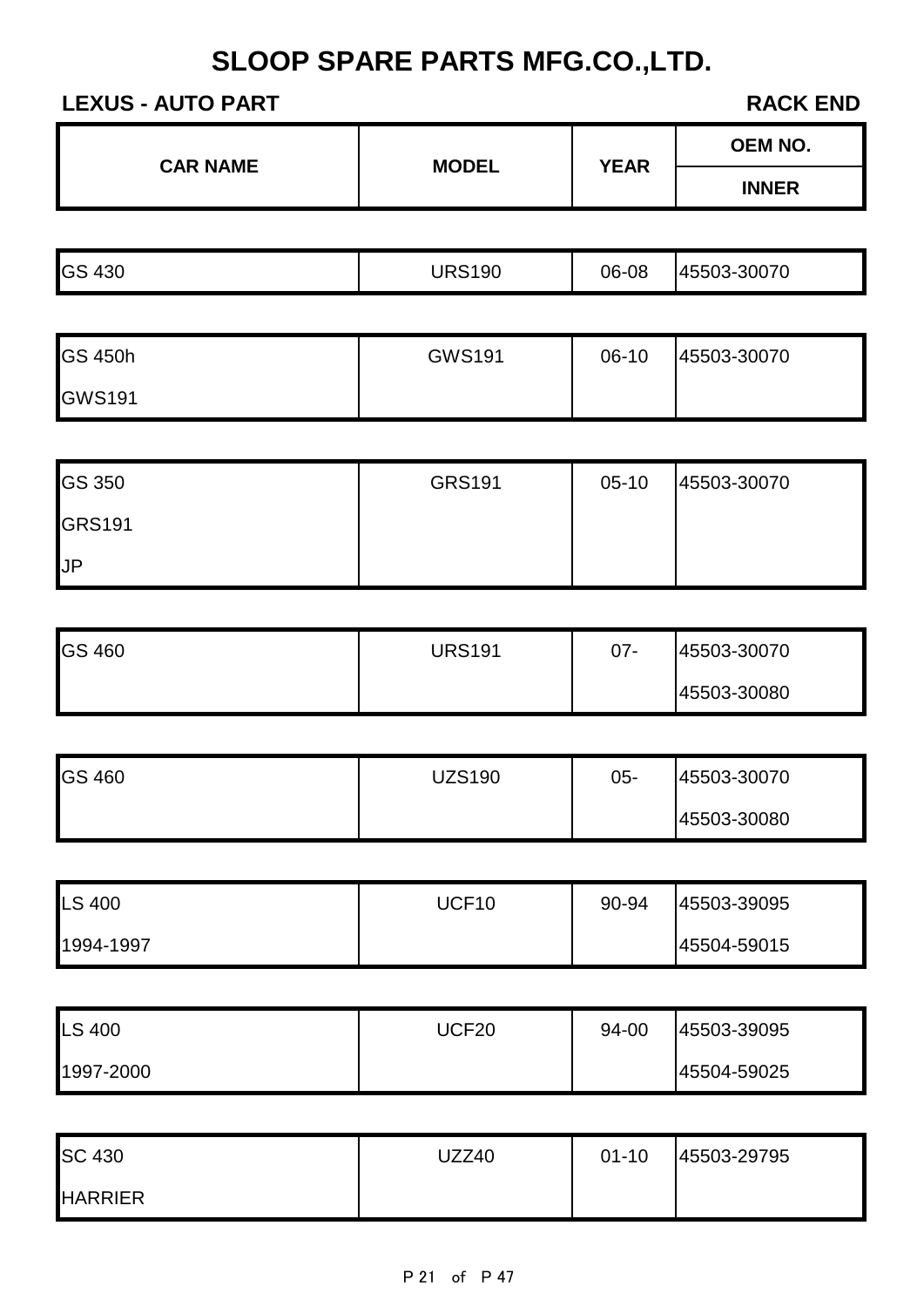# SLOOP SPARE PARTS MFG.CO.,LTD.

**LEXUS - AUTO PART** | **RACK END**

| CAR NAME | MODEL | YEAR | OEM NO. / INNER |
|---|---|---|---|
| GS 430 | URS190 | 06-08 | 45503-30070 |
| GS 450h<br>GWS191 | GWS191 | 06-10 | 45503-30070 |
| GS 350<br>GRS191<br>JP | GRS191 | 05-10 | 45503-30070 |
| GS 460 | URS191 | 07- | 45503-30070<br>45503-30080 |
| GS 460 | UZS190 | 05- | 45503-30070<br>45503-30080 |
| LS 400<br>1994-1997 | UCF10 | 90-94 | 45503-39095<br>45504-59015 |
| LS 400<br>1997-2000 | UCF20 | 94-00 | 45503-39095<br>45504-59025 |
| SC 430<br>HARRIER | UZZ40 | 01-10 | 45503-29795 |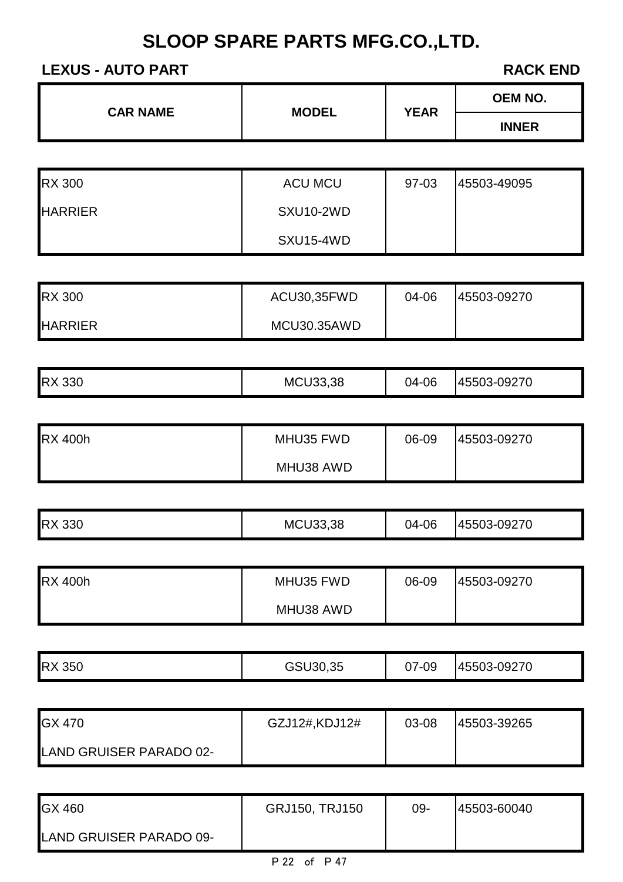# SLOOP SPARE PARTS MFG.CO.,LTD.

**LEXUS - AUTO PART** **RACK END**

| CAR NAME | MODEL | YEAR | OEM NO. INNER |
|---|---|---|---|
| RX 300 | ACU MCU | 97-03 | 45503-49095 |
| HARRIER | SXU10-2WD | | |
| | SXU15-4WD | | |
| RX 300 | ACU30,35FWD | 04-06 | 45503-09270 |
| HARRIER | MCU30.35AWD | | |
| RX 330 | MCU33,38 | 04-06 | 45503-09270 |
| RX 400h | MHU35 FWD | 06-09 | 45503-09270 |
| | MHU38 AWD | | |
| RX 330 | MCU33,38 | 04-06 | 45503-09270 |
| RX 400h | MHU35 FWD | 06-09 | 45503-09270 |
| | MHU38 AWD | | |
| RX 350 | GSU30,35 | 07-09 | 45503-09270 |
| GX 470 | GZJ12#,KDJ12# | 03-08 | 45503-39265 |
| LAND GRUISER PARADO 02- | | | |
| GX 460 | GRJ150, TRJ150 | 09- | 45503-60040 |
| LAND GRUISER PARADO 09- | | | |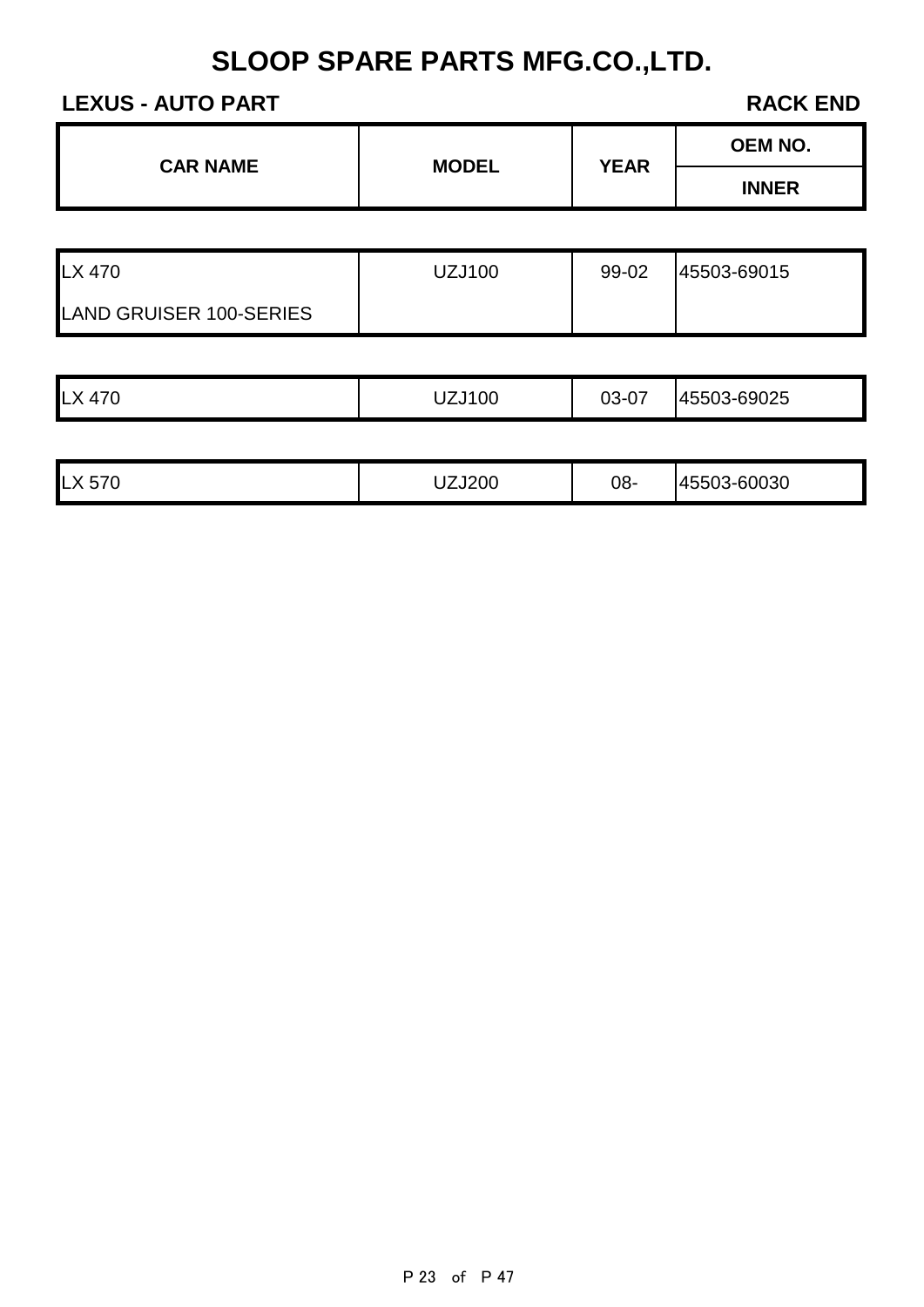# SLOOP SPARE PARTS MFG.CO.,LTD.

**LEXUS - AUTO PART** **RACK END**

| CAR NAME | MODEL | YEAR | OEM NO. |
| --- | --- | --- | --- |
| | | | INNER |
| LX 470<br>LAND GRUISER 100-SERIES | UZJ100 | 99-02 | 45503-69015 |
| LX 470 | UZJ100 | 03-07 | 45503-69025 |
| LX 570 | UZJ200 | 08- | 45503-60030 |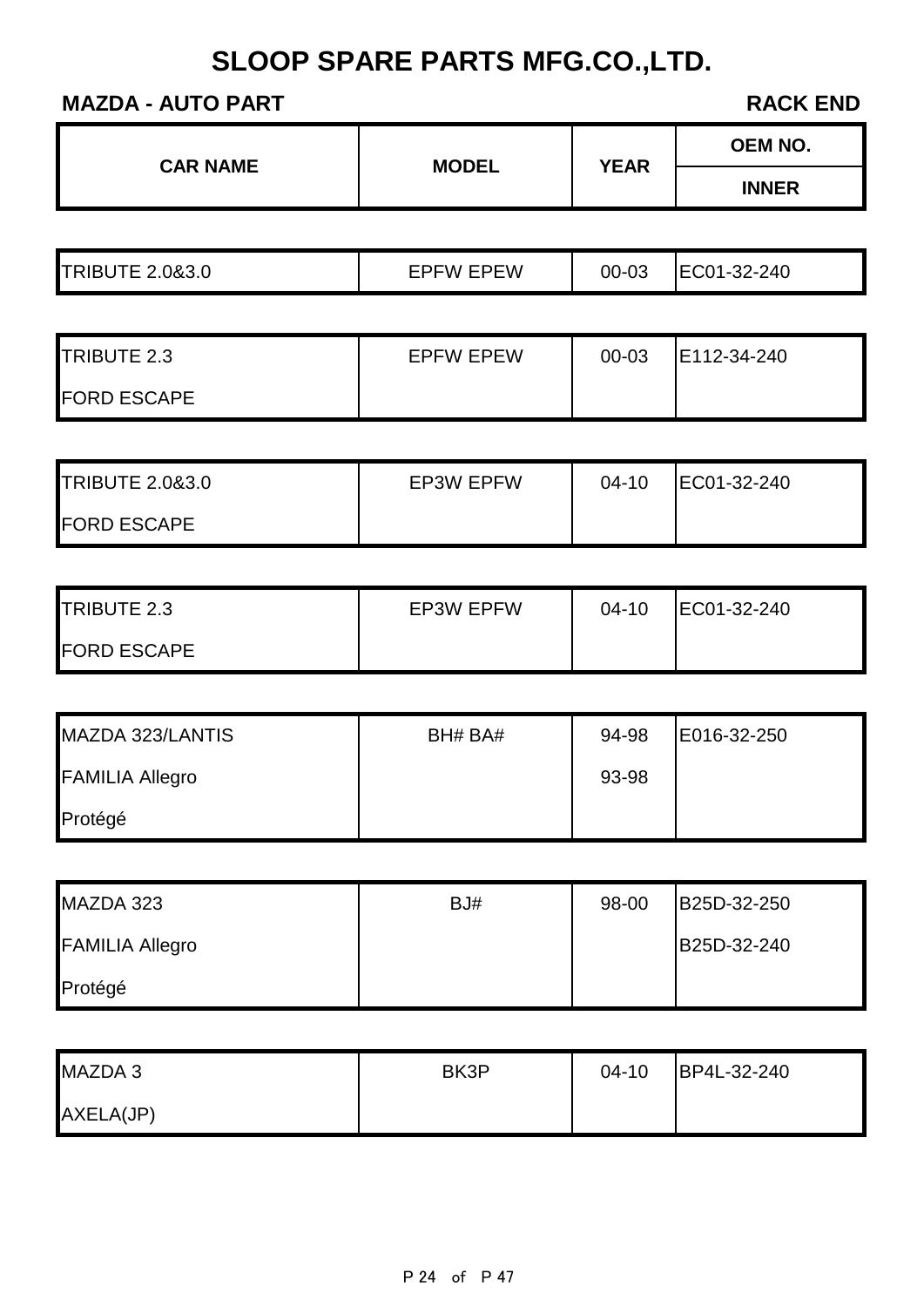# SLOOP SPARE PARTS MFG.CO.,LTD.

**MAZDA - AUTO PART** **RACK END**

| CAR NAME | MODEL | YEAR | OEM NO. / INNER |
|---|---|---|---|
| TRIBUTE 2.0&3.0 | EPFW EPEW | 00-03 | EC01-32-240 |
| TRIBUTE 2.3 | EPFW EPEW | 00-03 | E112-34-240 |
| FORD ESCAPE | | | |
| TRIBUTE 2.0&3.0 | EP3W EPFW | 04-10 | EC01-32-240 |
| FORD ESCAPE | | | |
| TRIBUTE 2.3 | EP3W EPFW | 04-10 | EC01-32-240 |
| FORD ESCAPE | | | |
| MAZDA 323/LANTIS | BH# BA# | 94-98 | E016-32-250 |
| FAMILIA Allegro | | 93-98 | |
| Protégé | | | |
| MAZDA 323 | BJ# | 98-00 | B25D-32-250 |
| FAMILIA Allegro | | | B25D-32-240 |
| Protégé | | | |
| MAZDA 3 | BK3P | 04-10 | BP4L-32-240 |
| AXELA(JP) | | | |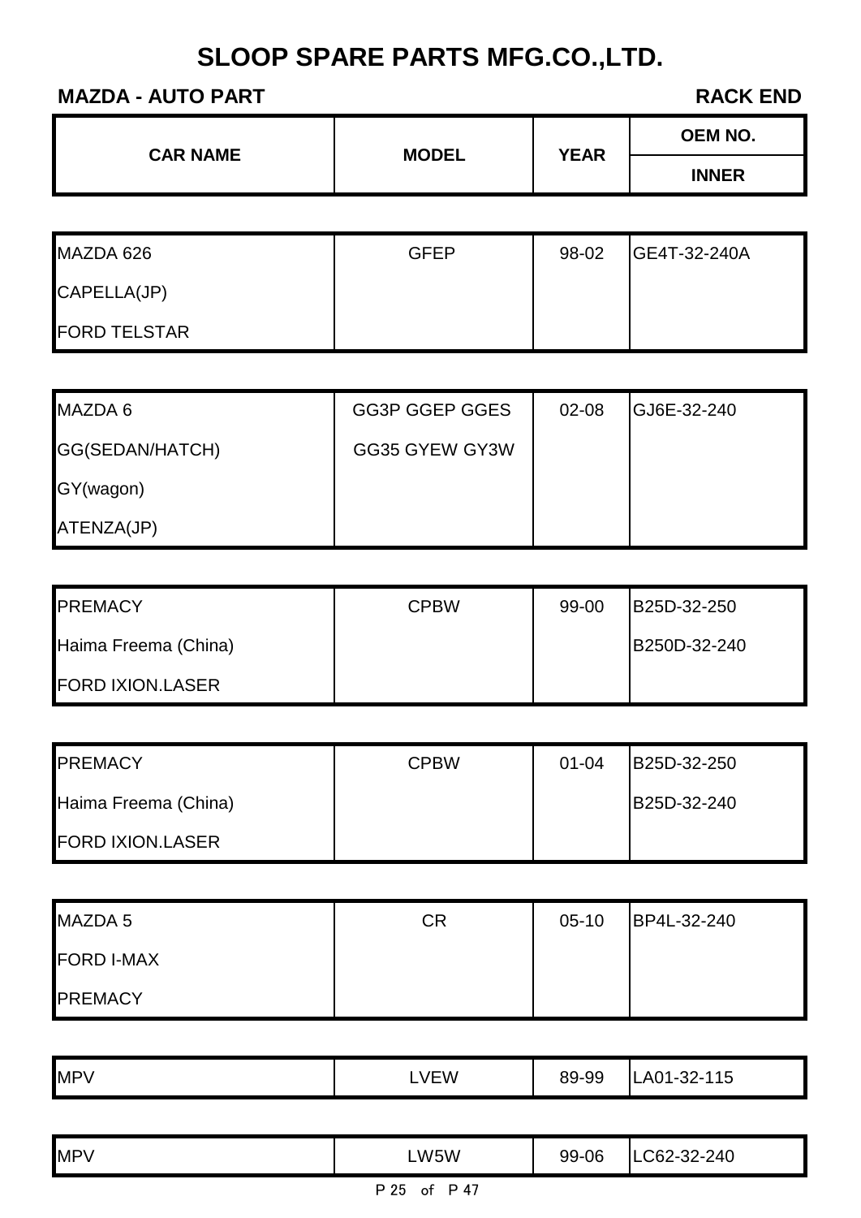# SLOOP SPARE PARTS MFG.CO.,LTD.

**MAZDA - AUTO PART** **RACK END**

| CAR NAME | MODEL | YEAR | OEM NO. / INNER |
| --- | --- | --- | --- |
| MAZDA 626<br>CAPELLA(JP)<br>FORD TELSTAR | GFEP | 98-02 | GE4T-32-240A |
| MAZDA 6<br>GG(SEDAN/HATCH)<br>GY(wagon)<br>ATENZA(JP) | GG3P GGEP GGES<br>GG35 GYEW GY3W | 02-08 | GJ6E-32-240 |
| PREMACY<br>Haima Freema (China)<br>FORD IXION.LASER | CPBW | 99-00 | B25D-32-250<br>B250D-32-240 |
| PREMACY<br>Haima Freema (China)<br>FORD IXION.LASER | CPBW | 01-04 | B25D-32-250<br>B25D-32-240 |
| MAZDA 5<br>FORD I-MAX<br>PREMACY | CR | 05-10 | BP4L-32-240 |
| MPV | LVEW | 89-99 | LA01-32-115 |
| MPV | LW5W | 99-06 | LC62-32-240 |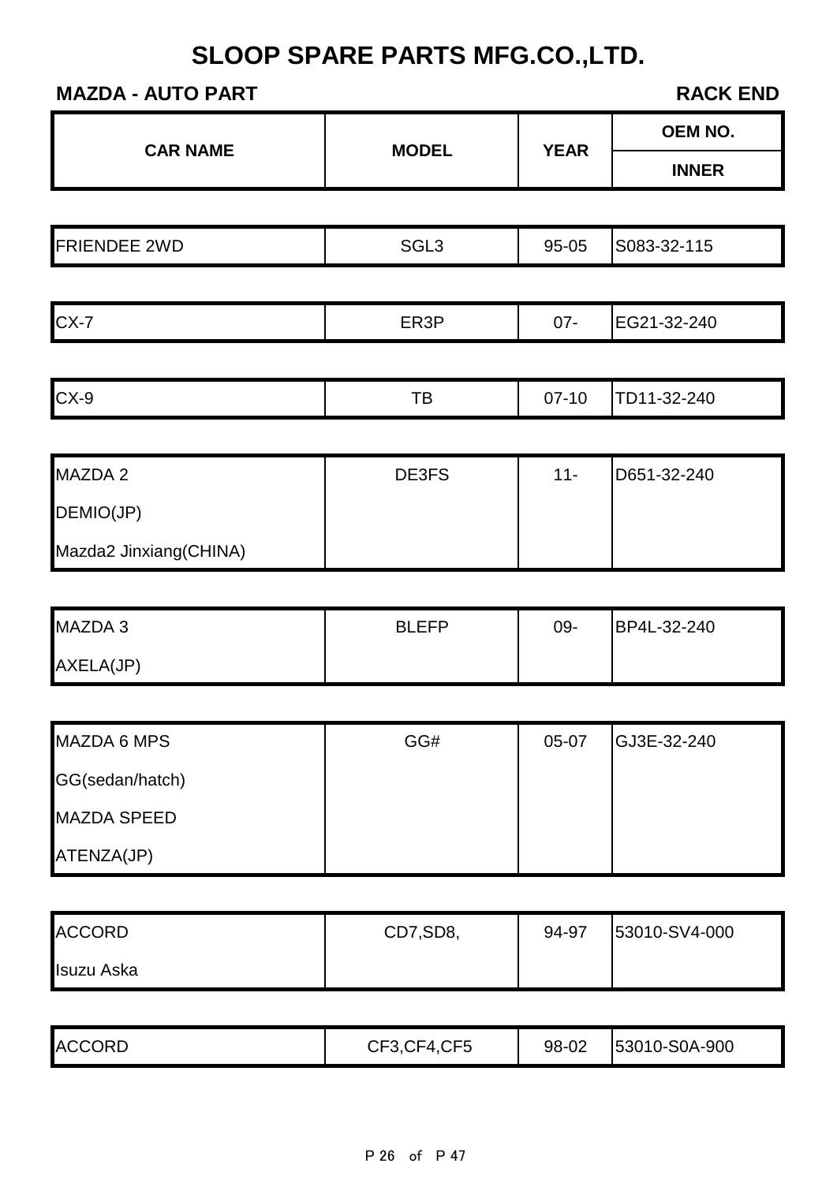# SLOOP SPARE PARTS MFG.CO.,LTD.

**MAZDA - AUTO PART** **RACK END**

| CAR NAME | MODEL | YEAR | OEM NO. / INNER |
|---|---|---|---|
| FRIENDEE 2WD | SGL3 | 95-05 | S083-32-115 |
| CX-7 | ER3P | 07- | EG21-32-240 |
| CX-9 | TB | 07-10 | TD11-32-240 |
| MAZDA 2 | DE3FS | 11- | D651-32-240 |
| DEMIO(JP) | | | |
| Mazda2 Jinxiang(CHINA) | | | |
| MAZDA 3 | BLEFP | 09- | BP4L-32-240 |
| AXELA(JP) | | | |
| MAZDA 6 MPS | GG# | 05-07 | GJ3E-32-240 |
| GG(sedan/hatch) | | | |
| MAZDA SPEED | | | |
| ATENZA(JP) | | | |
| ACCORD | CD7,SD8, | 94-97 | 53010-SV4-000 |
| Isuzu Aska | | | |
| ACCORD | CF3,CF4,CF5 | 98-02 | 53010-S0A-900 |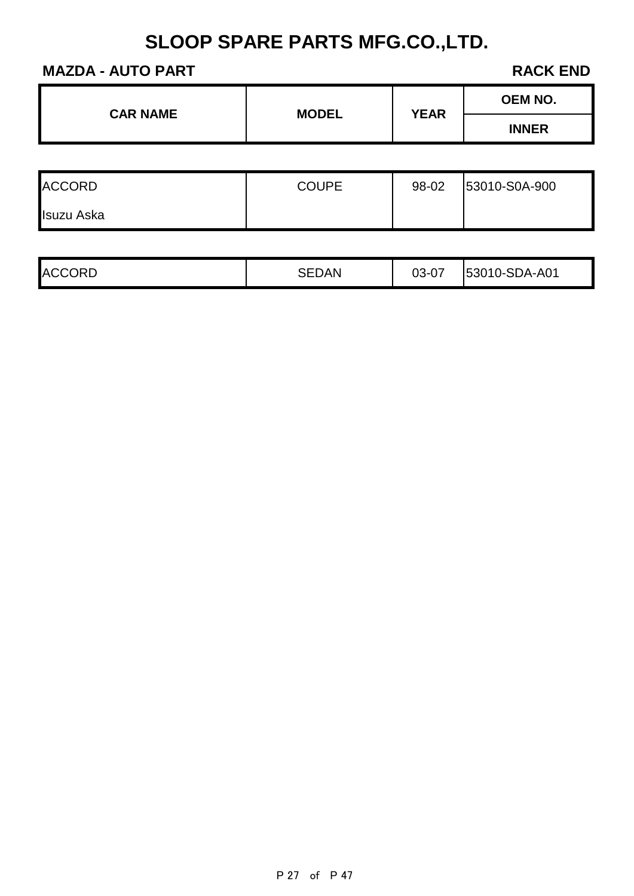# SLOOP SPARE PARTS MFG.CO.,LTD.

**MAZDA - AUTO PART** **RACK END**

| CAR NAME | MODEL | YEAR | OEM NO. |
|---|---|---|---|
| | | | INNER |
| ACCORD<br>Isuzu Aska | COUPE | 98-02 | 53010-S0A-900 |
| ACCORD | SEDAN | 03-07 | 53010-SDA-A01 |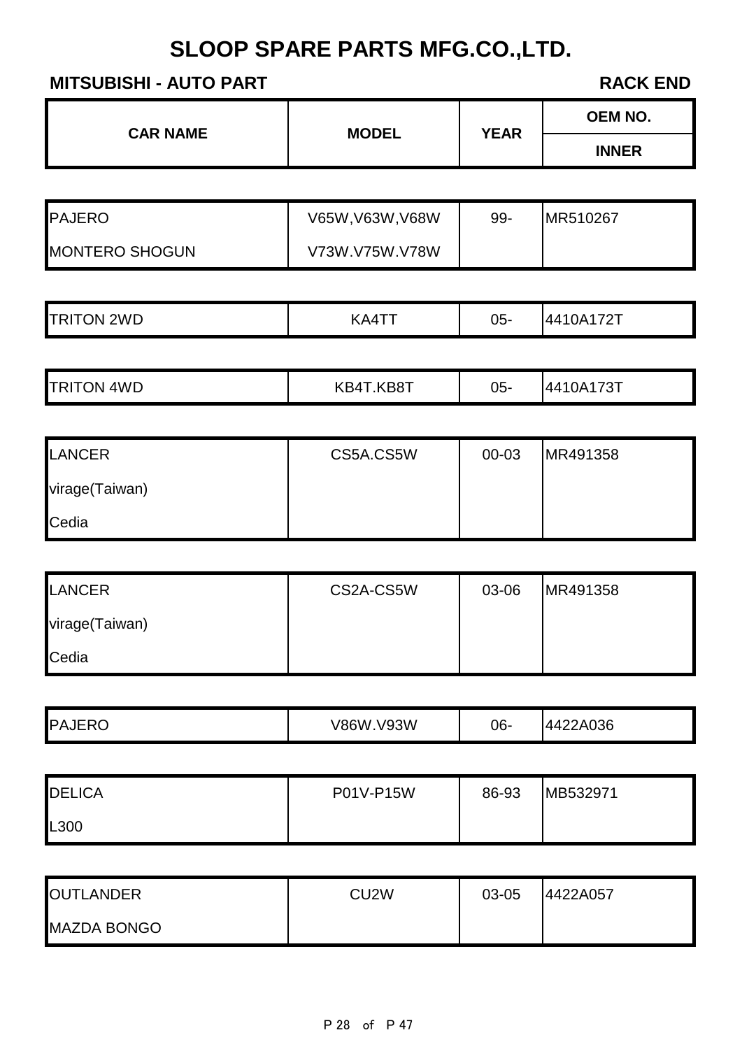# SLOOP SPARE PARTS MFG.CO.,LTD.

**MITSUBISHI - AUTO PART** **RACK END**

| CAR NAME | MODEL | YEAR | OEM NO. / INNER |
|---|---|---|---|
| PAJERO<br>MONTERO SHOGUN | V65W,V63W,V68W<br>V73W.V75W.V78W | 99- | MR510267 |
| TRITON 2WD | KA4TT | 05- | 4410A172T |
| TRITON 4WD | KB4T.KB8T | 05- | 4410A173T |
| LANCER<br>virage(Taiwan)<br>Cedia | CS5A.CS5W | 00-03 | MR491358 |
| LANCER<br>virage(Taiwan)<br>Cedia | CS2A-CS5W | 03-06 | MR491358 |
| PAJERO | V86W.V93W | 06- | 4422A036 |
| DELICA<br>L300 | P01V-P15W | 86-93 | MB532971 |
| OUTLANDER<br>MAZDA BONGO | CU2W | 03-05 | 4422A057 |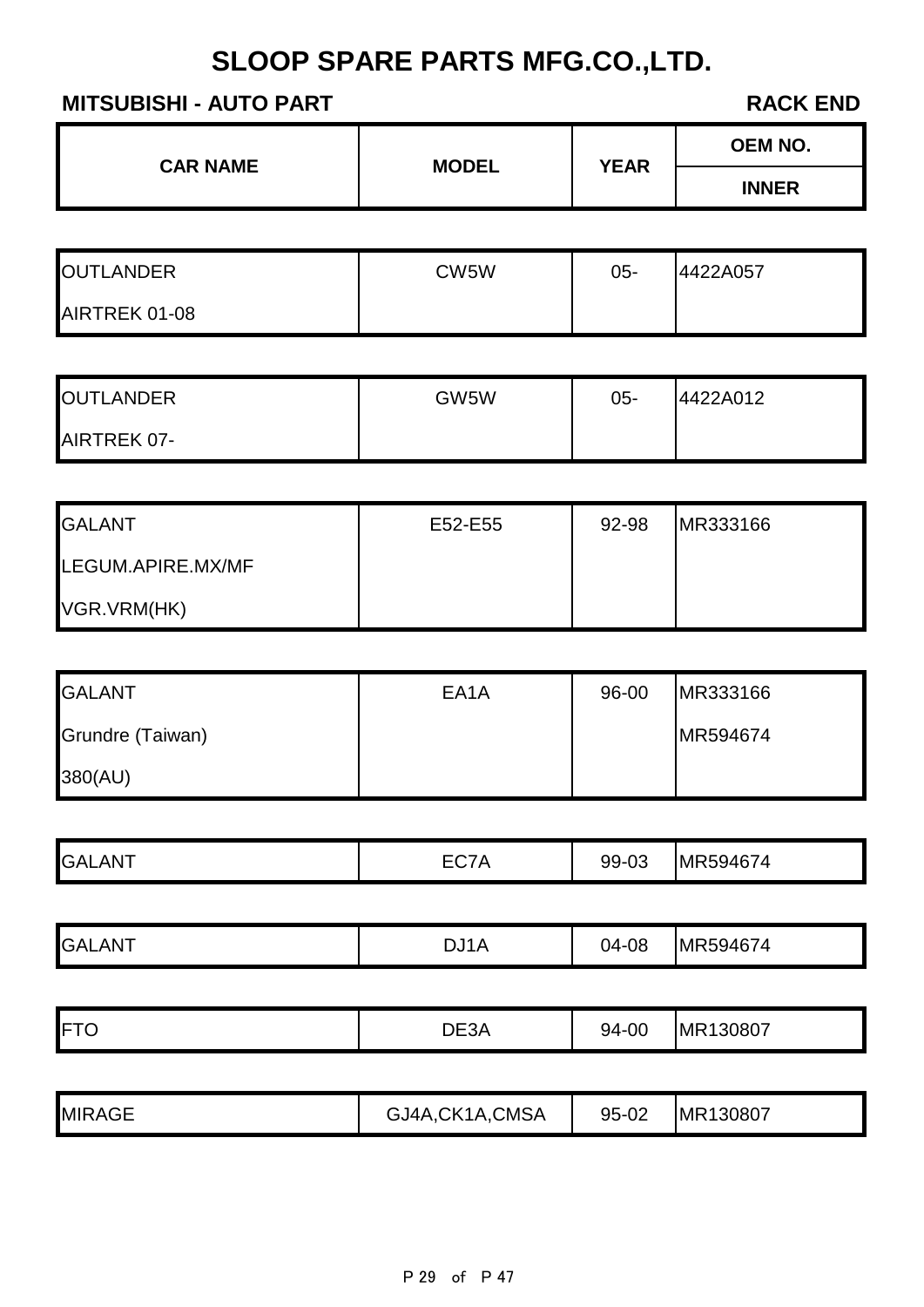# SLOOP SPARE PARTS MFG.CO.,LTD.

## MITSUBISHI - AUTO PART

**RACK END**

| CAR NAME | MODEL | YEAR | OEM NO. / INNER |
|---|---|---|---|
| OUTLANDER<br>AIRTREK 01-08 | CW5W | 05- | 4422A057 |
| OUTLANDER<br>AIRTREK 07- | GW5W | 05- | 4422A012 |
| GALANT<br>LEGUM.APIRE.MX/MF<br>VGR.VRM(HK) | E52-E55 | 92-98 | MR333166 |
| GALANT<br>Grundre (Taiwan)<br>380(AU) | EA1A | 96-00 | MR333166<br>MR594674 |
| GALANT | EC7A | 99-03 | MR594674 |
| GALANT | DJ1A | 04-08 | MR594674 |
| FTO | DE3A | 94-00 | MR130807 |
| MIRAGE | GJ4A,CK1A,CMSA | 95-02 | MR130807 |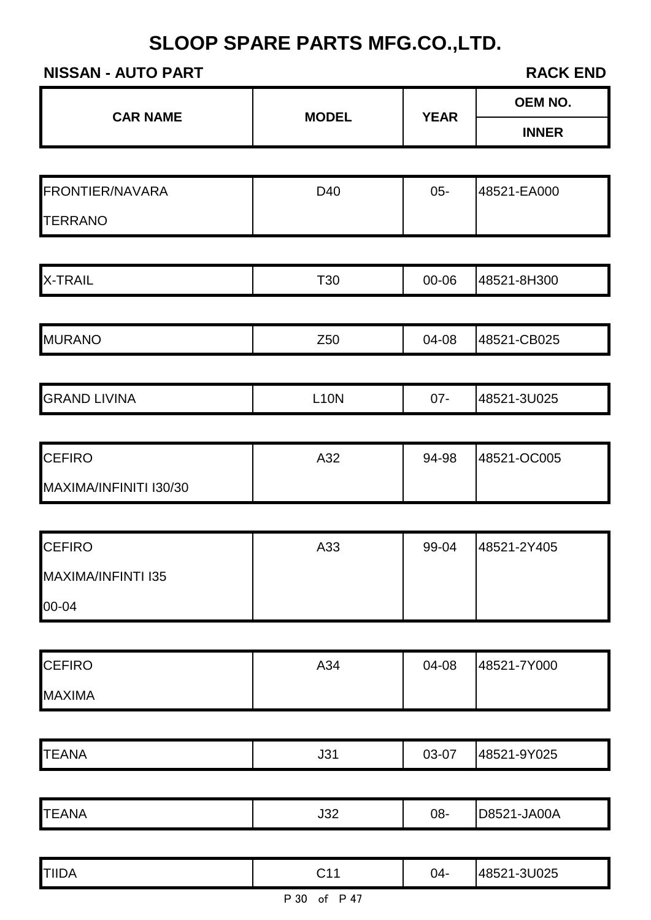# SLOOP SPARE PARTS MFG.CO.,LTD.

**NISSAN - AUTO PART** | **RACK END**

| CAR NAME | MODEL | YEAR | OEM NO. |
|---|---|---|---|
| | | | INNER |
| FRONTIER/NAVARA<br>TERRANO | D40 | 05- | 48521-EA000 |
| X-TRAIL | T30 | 00-06 | 48521-8H300 |
| MURANO | Z50 | 04-08 | 48521-CB025 |
| GRAND LIVINA | L10N | 07- | 48521-3U025 |
| CEFIRO<br>MAXIMA/INFINITI I30/30 | A32 | 94-98 | 48521-OC005 |
| CEFIRO<br>MAXIMA/INFINTI I35<br>00-04 | A33 | 99-04 | 48521-2Y405 |
| CEFIRO<br>MAXIMA | A34 | 04-08 | 48521-7Y000 |
| TEANA | J31 | 03-07 | 48521-9Y025 |
| TEANA | J32 | 08- | D8521-JA00A |
| TIIDA | C11 | 04- | 48521-3U025 |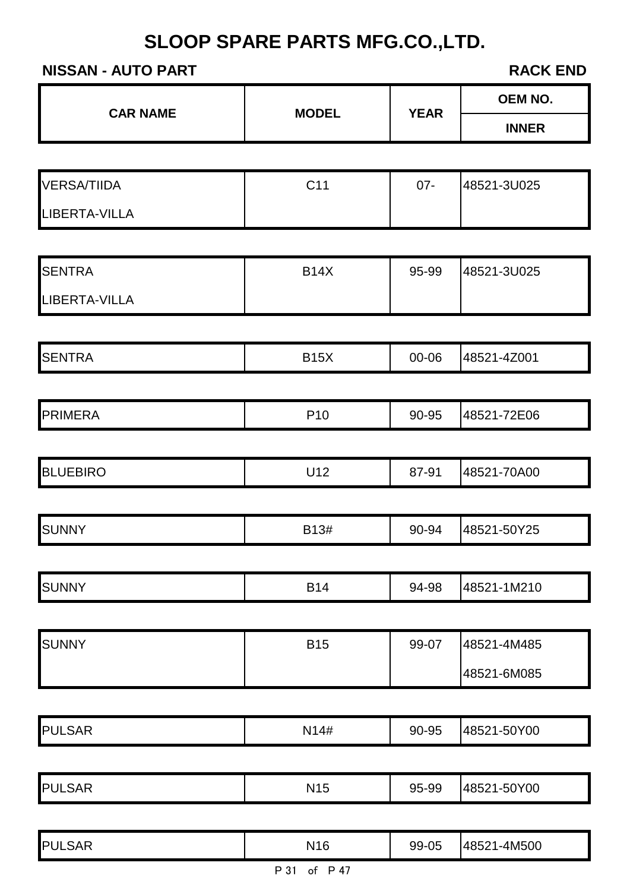# SLOOP SPARE PARTS MFG.CO.,LTD.

**NISSAN - AUTO PART** **RACK END**

| CAR NAME | MODEL | YEAR | OEM NO. |
|---|---|---|---|
| | | | INNER |
| VERSA/TIIDA | C11 | 07- | 48521-3U025 |
| LIBERTA-VILLA | | | |
| SENTRA | B14X | 95-99 | 48521-3U025 |
| LIBERTA-VILLA | | | |
| SENTRA | B15X | 00-06 | 48521-4Z001 |
| PRIMERA | P10 | 90-95 | 48521-72E06 |
| BLUEBIRO | U12 | 87-91 | 48521-70A00 |
| SUNNY | B13# | 90-94 | 48521-50Y25 |
| SUNNY | B14 | 94-98 | 48521-1M210 |
| SUNNY | B15 | 99-07 | 48521-4M485 |
| | | | 48521-6M085 |
| PULSAR | N14# | 90-95 | 48521-50Y00 |
| PULSAR | N15 | 95-99 | 48521-50Y00 |
| PULSAR | N16 | 99-05 | 48521-4M500 |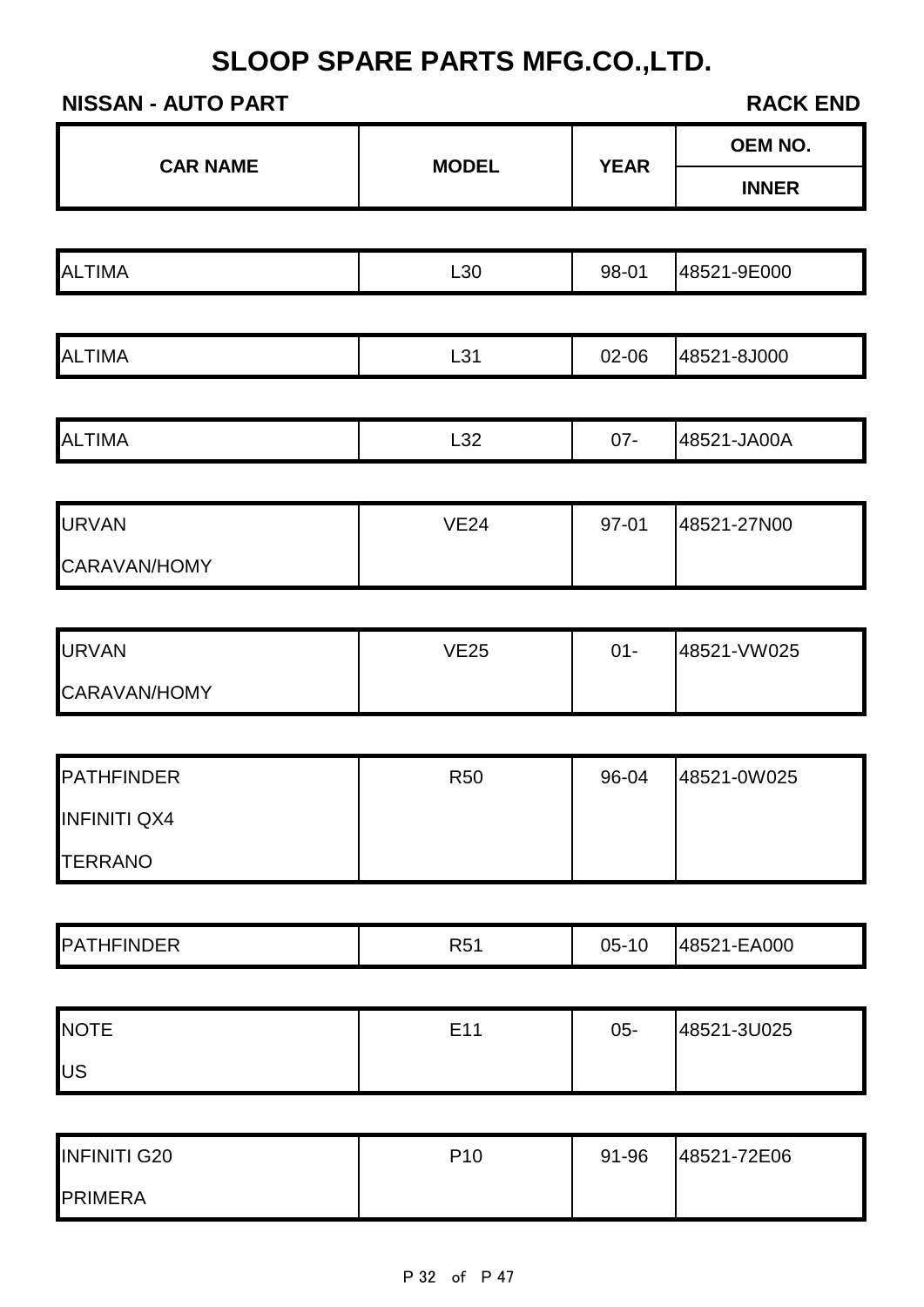# SLOOP SPARE PARTS MFG.CO.,LTD.

**NISSAN - AUTO PART** **RACK END**

| CAR NAME | MODEL | YEAR | OEM NO. / INNER |
|---|---|---|---|
| ALTIMA | L30 | 98-01 | 48521-9E000 |
| ALTIMA | L31 | 02-06 | 48521-8J000 |
| ALTIMA | L32 | 07- | 48521-JA00A |
| URVAN<br>CARAVAN/HOMY | VE24 | 97-01 | 48521-27N00 |
| URVAN<br>CARAVAN/HOMY | VE25 | 01- | 48521-VW025 |
| PATHFINDER<br>INFINITI QX4<br>TERRANO | R50 | 96-04 | 48521-0W025 |
| PATHFINDER | R51 | 05-10 | 48521-EA000 |
| NOTE<br>US | E11 | 05- | 48521-3U025 |
| INFINITI G20<br>PRIMERA | P10 | 91-96 | 48521-72E06 |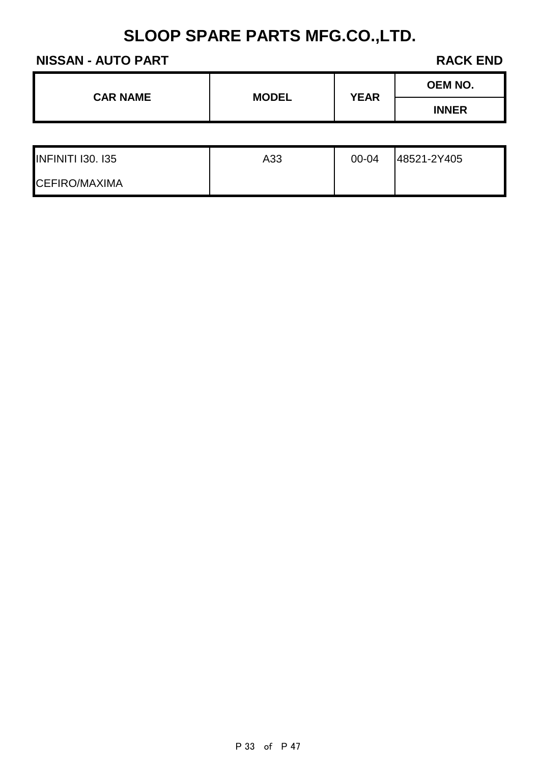# SLOOP SPARE PARTS MFG.CO.,LTD.

**NISSAN - AUTO PART** **RACK END**

| CAR NAME | MODEL | YEAR | OEM NO. |
|---|---|---|---|
| | | | INNER |
| INFINITI I30. I35 | A33 | 00-04 | 48521-2Y405 |
| CEFIRO/MAXIMA | | | |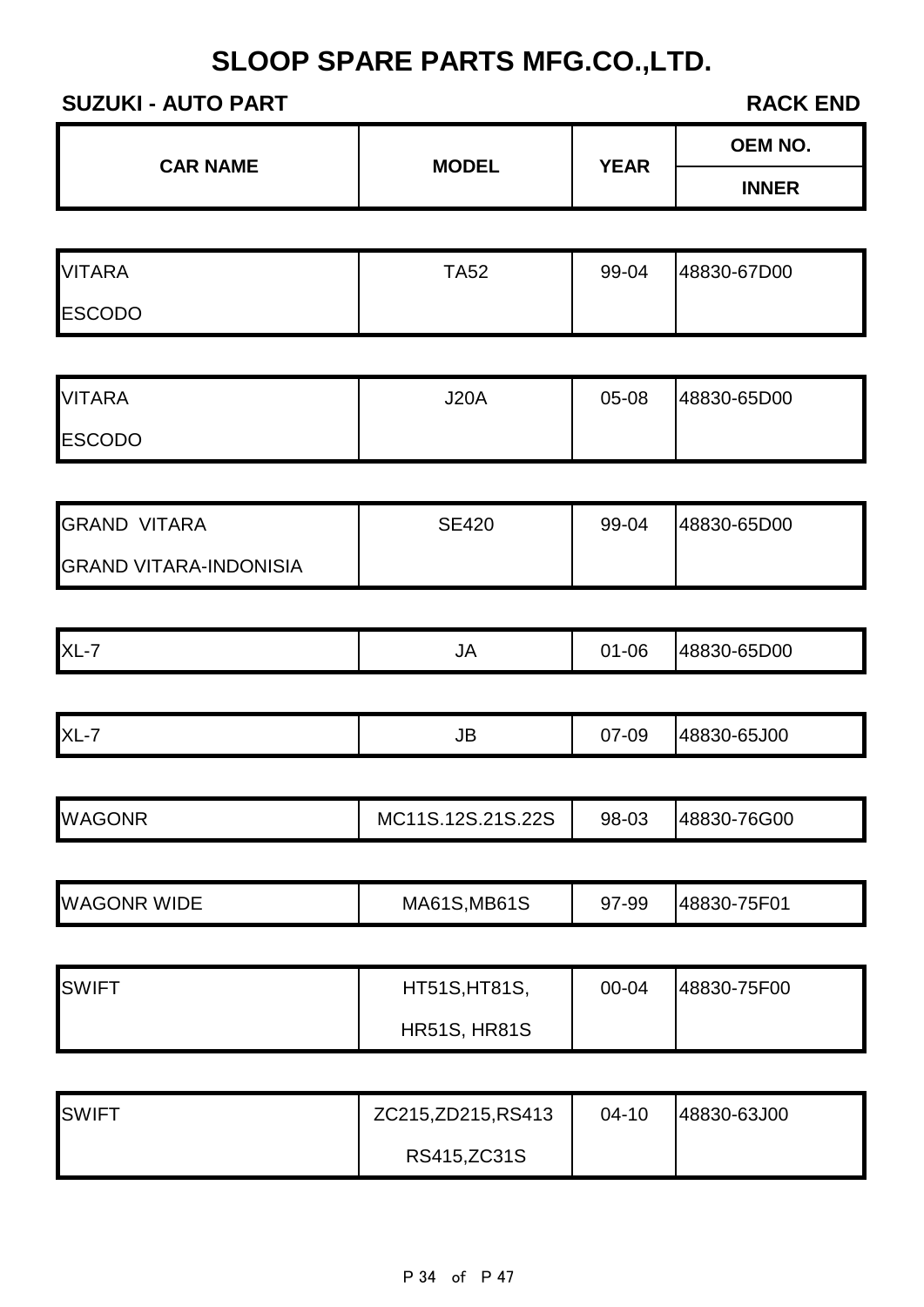# SLOOP SPARE PARTS MFG.CO.,LTD.

**SUZUKI - AUTO PART** **RACK END**

| CAR NAME | MODEL | YEAR | OEM NO. / INNER |
|---|---|---|---|
| VITARA<br>ESCODO | TA52 | 99-04 | 48830-67D00 |
| VITARA<br>ESCODO | J20A | 05-08 | 48830-65D00 |
| GRAND VITARA<br>GRAND VITARA-INDONISIA | SE420 | 99-04 | 48830-65D00 |
| XL-7 | JA | 01-06 | 48830-65D00 |
| XL-7 | JB | 07-09 | 48830-65J00 |
| WAGONR | MC11S.12S.21S.22S | 98-03 | 48830-76G00 |
| WAGONR WIDE | MA61S,MB61S | 97-99 | 48830-75F01 |
| SWIFT | HT51S,HT81S,<br>HR51S, HR81S | 00-04 | 48830-75F00 |
| SWIFT | ZC215,ZD215,RS413<br>RS415,ZC31S | 04-10 | 48830-63J00 |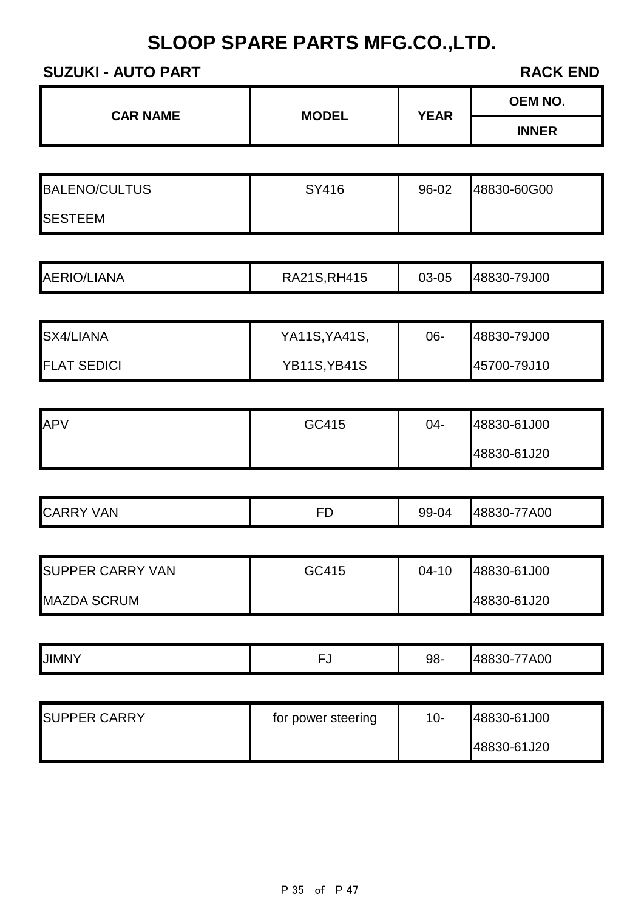# SLOOP SPARE PARTS MFG.CO.,LTD.

**SUZUKI - AUTO PART** **RACK END**

| CAR NAME | MODEL | YEAR | OEM NO. INNER |
|---|---|---|---|
| BALENO/CULTUS | SY416 | 96-02 | 48830-60G00 |
| SESTEEM | | | |
| AERIO/LIANA | RA21S,RH415 | 03-05 | 48830-79J00 |
| SX4/LIANA | YA11S,YA41S, | 06- | 48830-79J00 |
| FLAT SEDICI | YB11S,YB41S | | 45700-79J10 |
| APV | GC415 | 04- | 48830-61J00 |
| | | | 48830-61J20 |
| CARRY VAN | FD | 99-04 | 48830-77A00 |
| SUPPER CARRY VAN | GC415 | 04-10 | 48830-61J00 |
| MAZDA SCRUM | | | 48830-61J20 |
| JIMNY | FJ | 98- | 48830-77A00 |
| SUPPER CARRY | for power steering | 10- | 48830-61J00 |
| | | | 48830-61J20 |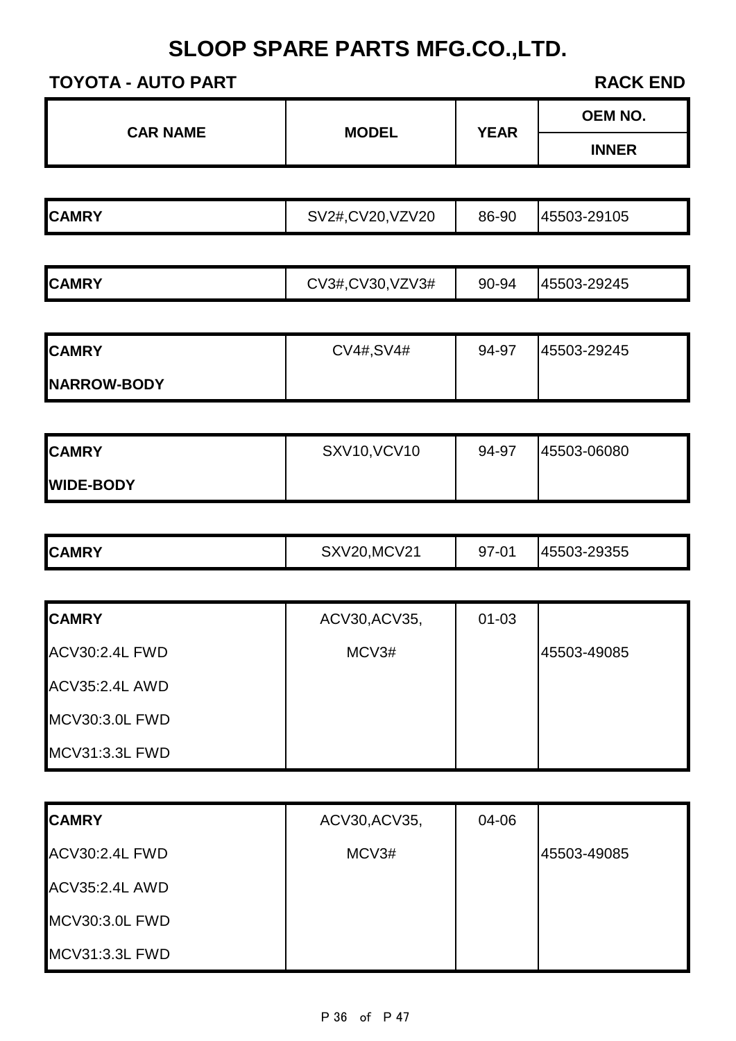# SLOOP SPARE PARTS MFG.CO.,LTD.

**TOYOTA - AUTO PART** | **RACK END**

| CAR NAME | MODEL | YEAR | OEM NO. |
|---|---|---|---|
| | | | INNER |
| **CAMRY** | SV2#,CV20,VZV20 | 86-90 | 45503-29105 |
| **CAMRY** | CV3#,CV30,VZV3# | 90-94 | 45503-29245 |
| **CAMRY**<br>**NARROW-BODY** | CV4#,SV4# | 94-97 | 45503-29245 |
| **CAMRY**<br>**WIDE-BODY** | SXV10,VCV10 | 94-97 | 45503-06080 |
| **CAMRY** | SXV20,MCV21 | 97-01 | 45503-29355 |
| **CAMRY**<br>ACV30:2.4L FWD<br>ACV35:2.4L AWD<br>MCV30:3.0L FWD<br>MCV31:3.3L FWD | ACV30,ACV35,<br>MCV3# | 01-03 | 45503-49085 |
| **CAMRY**<br>ACV30:2.4L FWD<br>ACV35:2.4L AWD<br>MCV30:3.0L FWD<br>MCV31:3.3L FWD | ACV30,ACV35,<br>MCV3# | 04-06 | 45503-49085 |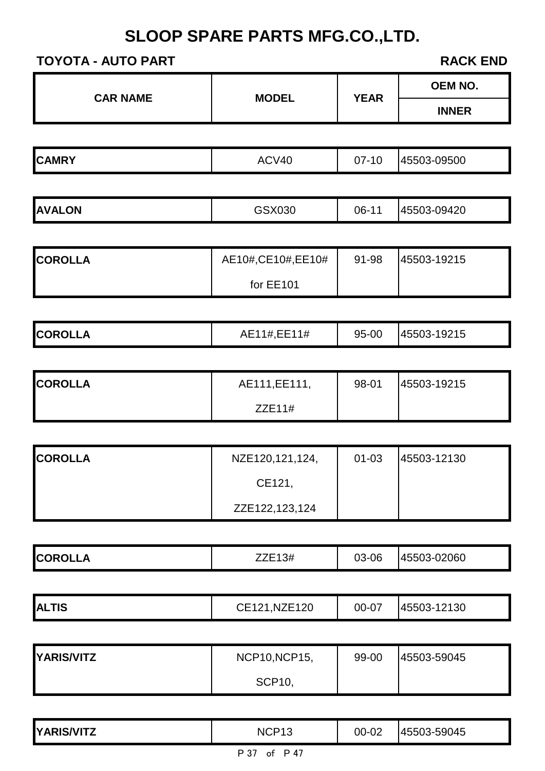# SLOOP SPARE PARTS MFG.CO.,LTD.

**TOYOTA - AUTO PART** **RACK END**

| CAR NAME | MODEL | YEAR | OEM NO. INNER |
|---|---|---|---|
| **CAMRY** | ACV40 | 07-10 | 45503-09500 |
| **AVALON** | GSX030 | 06-11 | 45503-09420 |
| **COROLLA** | AE10#,CE10#,EE10# for EE101 | 91-98 | 45503-19215 |
| **COROLLA** | AE11#,EE11# | 95-00 | 45503-19215 |
| **COROLLA** | AE111,EE111, ZZE11# | 98-01 | 45503-19215 |
| **COROLLA** | NZE120,121,124, CE121, ZZE122,123,124 | 01-03 | 45503-12130 |
| **COROLLA** | ZZE13# | 03-06 | 45503-02060 |
| **ALTIS** | CE121,NZE120 | 00-07 | 45503-12130 |
| **YARIS/VITZ** | NCP10,NCP15, SCP10, | 99-00 | 45503-59045 |
| **YARIS/VITZ** | NCP13 | 00-02 | 45503-59045 |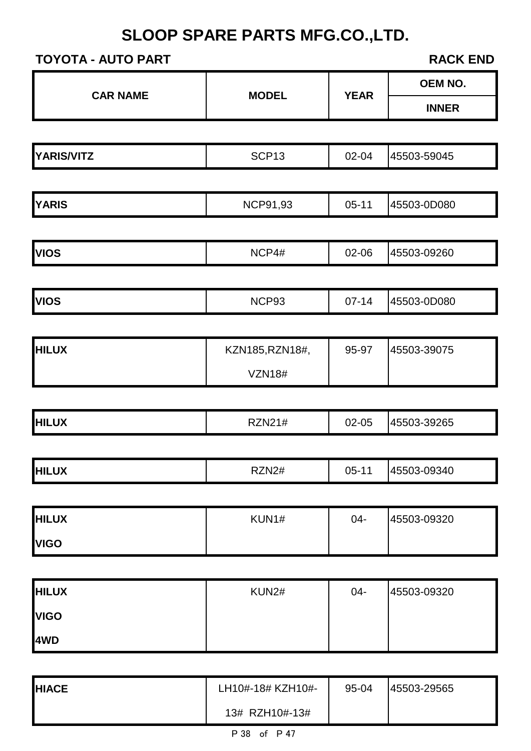# SLOOP SPARE PARTS MFG.CO.,LTD.

**TOYOTA - AUTO PART** | **RACK END**

| CAR NAME | MODEL | YEAR | OEM NO. / INNER |
|---|---|---|---|
| **YARIS/VITZ** | SCP13 | 02-04 | 45503-59045 |
| **YARIS** | NCP91,93 | 05-11 | 45503-0D080 |
| **VIOS** | NCP4# | 02-06 | 45503-09260 |
| **VIOS** | NCP93 | 07-14 | 45503-0D080 |
| **HILUX** | KZN185,RZN18#, VZN18# | 95-97 | 45503-39075 |
| **HILUX** | RZN21# | 02-05 | 45503-39265 |
| **HILUX** | RZN2# | 05-11 | 45503-09340 |
| **HILUX VIGO** | KUN1# | 04- | 45503-09320 |
| **HILUX VIGO 4WD** | KUN2# | 04- | 45503-09320 |
| **HIACE** | LH10#-18# KZH10#-13# RZH10#-13# | 95-04 | 45503-29565 |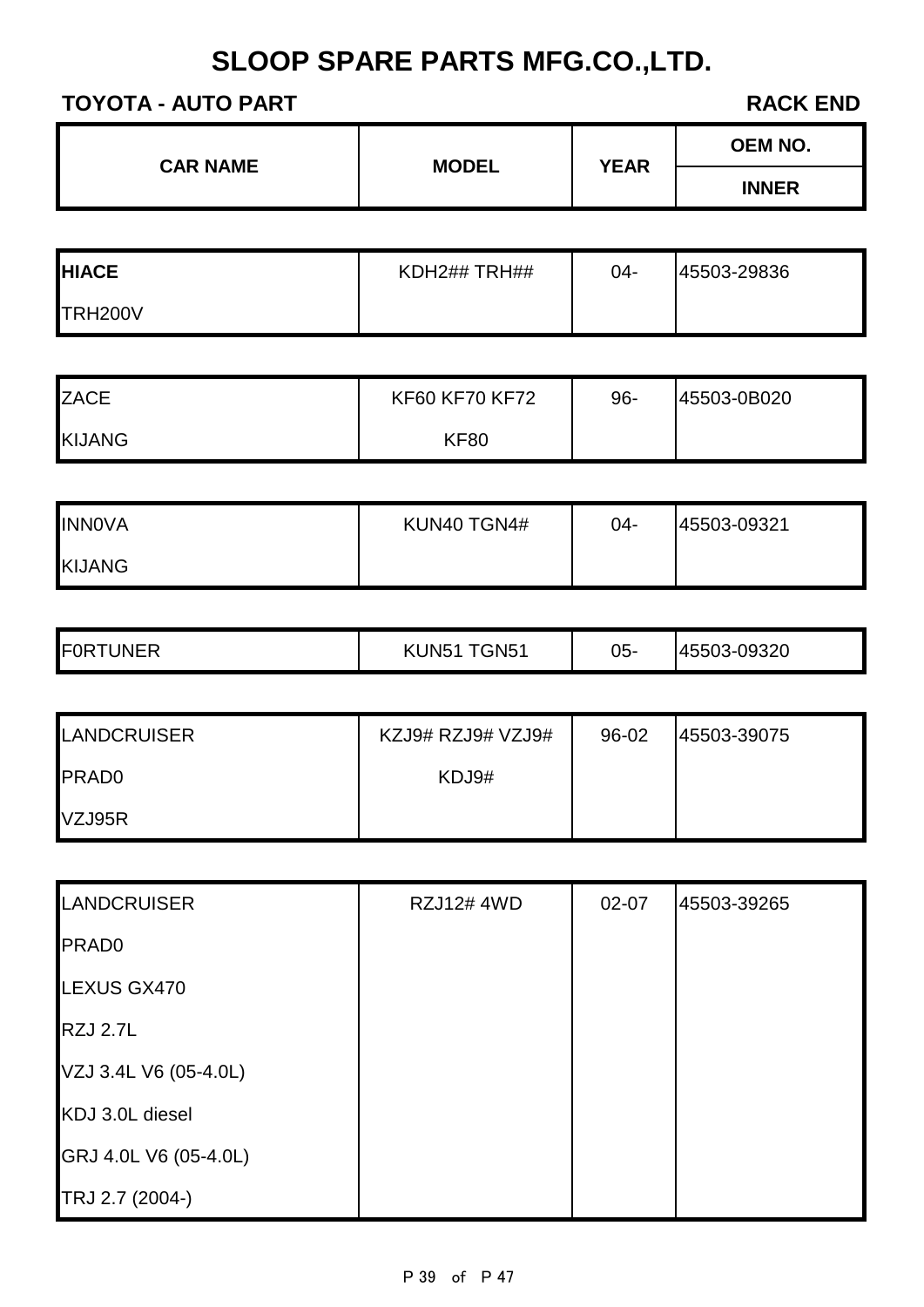# SLOOP SPARE PARTS MFG.CO.,LTD.

**TOYOTA - AUTO PART** **RACK END**

| CAR NAME | MODEL | YEAR | OEM NO. / INNER |
|---|---|---|---|
| **HIACE** | KDH2## TRH## | 04- | 45503-29836 |
| TRH200V | | | |
| ZACE | KF60 KF70 KF72 | 96- | 45503-0B020 |
| KIJANG | KF80 | | |
| INN0VA | KUN40 TGN4# | 04- | 45503-09321 |
| KIJANG | | | |
| F0RTUNER | KUN51 TGN51 | 05- | 45503-09320 |
| LANDCRUISER | KZJ9# RZJ9# VZJ9# | 96-02 | 45503-39075 |
| PRAD0 | KDJ9# | | |
| VZJ95R | | | |
| LANDCRUISER | RZJ12# 4WD | 02-07 | 45503-39265 |
| PRAD0 | | | |
| LEXUS GX470 | | | |
| RZJ 2.7L | | | |
| VZJ 3.4L V6 (05-4.0L) | | | |
| KDJ 3.0L diesel | | | |
| GRJ 4.0L V6 (05-4.0L) | | | |
| TRJ 2.7 (2004-) | | | |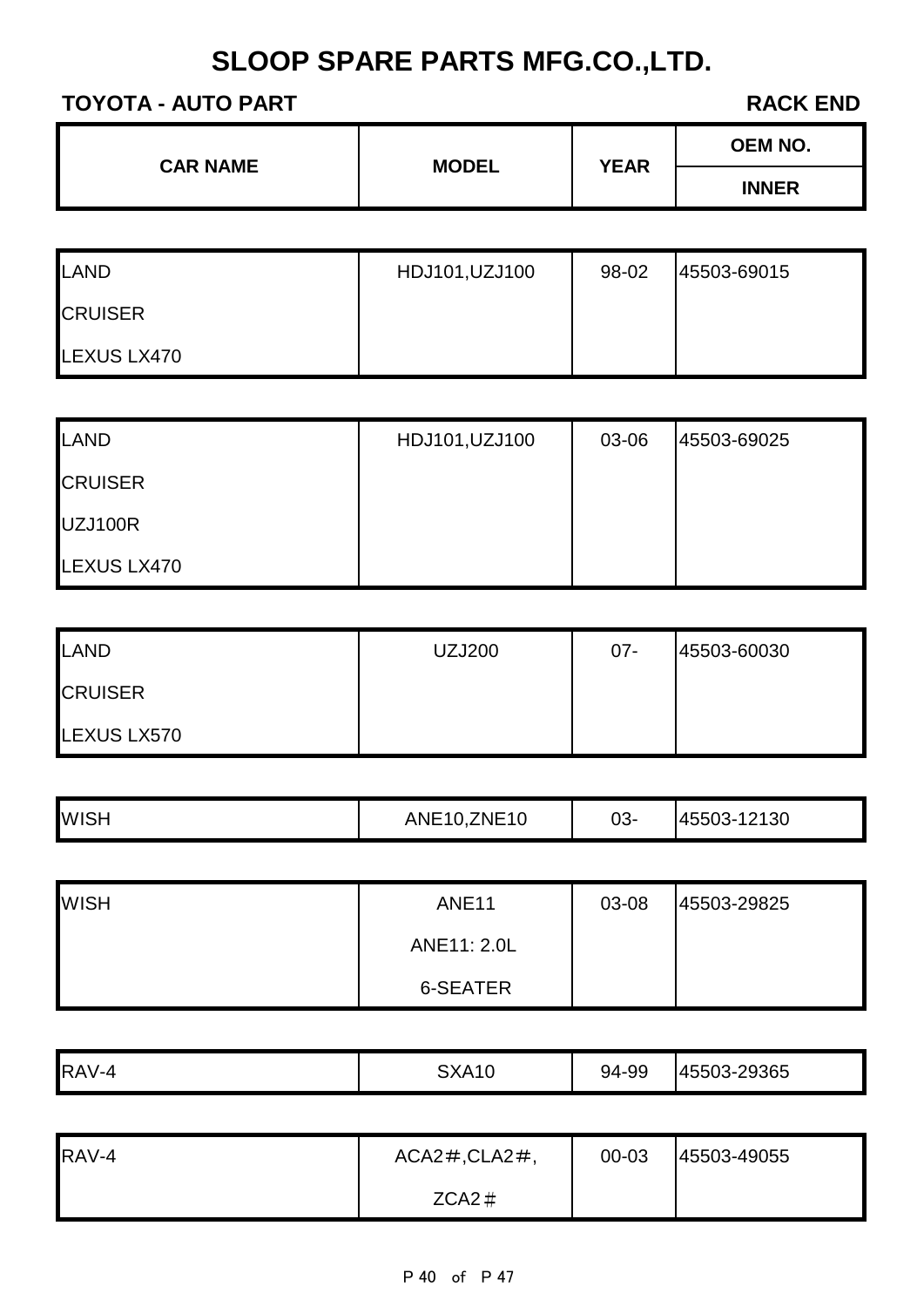# SLOOP SPARE PARTS MFG.CO.,LTD.

**TOYOTA - AUTO PART** **RACK END**

| CAR NAME | MODEL | YEAR | OEM NO. / INNER |
|---|---|---|---|
| LAND CRUISER LEXUS LX470 | HDJ101,UZJ100 | 98-02 | 45503-69015 |
| LAND CRUISER UZJ100R LEXUS LX470 | HDJ101,UZJ100 | 03-06 | 45503-69025 |
| LAND CRUISER LEXUS LX570 | UZJ200 | 07- | 45503-60030 |
| WISH | ANE10,ZNE10 | 03- | 45503-12130 |
| WISH | ANE11 ANE11: 2.0L 6-SEATER | 03-08 | 45503-29825 |
| RAV-4 | SXA10 | 94-99 | 45503-29365 |
| RAV-4 | ACA2＃,CLA2＃, ZCA2＃ | 00-03 | 45503-49055 |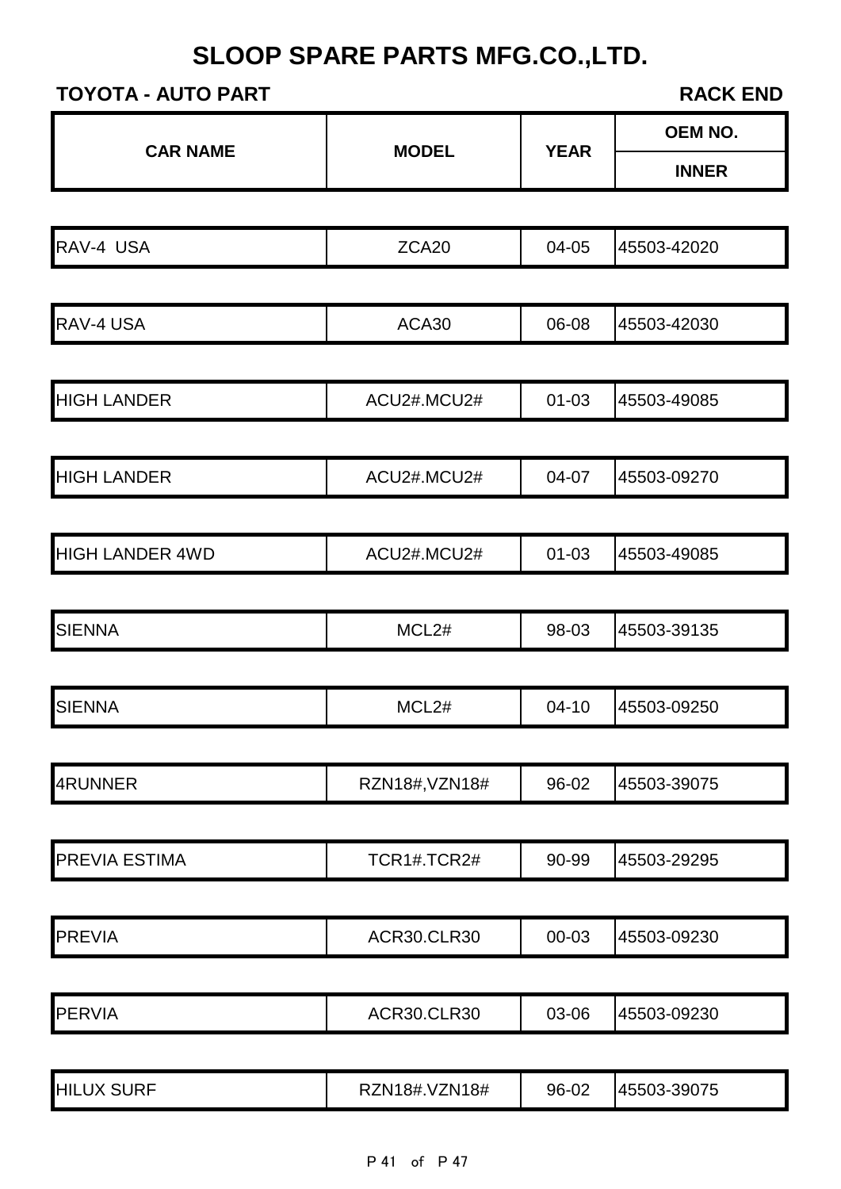# SLOOP SPARE PARTS MFG.CO.,LTD.

**TOYOTA - AUTO PART** **RACK END**

| CAR NAME | MODEL | YEAR | OEM NO. INNER |
|---|---|---|---|
| RAV-4 USA | ZCA20 | 04-05 | 45503-42020 |
| RAV-4 USA | ACA30 | 06-08 | 45503-42030 |
| HIGH LANDER | ACU2#.MCU2# | 01-03 | 45503-49085 |
| HIGH LANDER | ACU2#.MCU2# | 04-07 | 45503-09270 |
| HIGH LANDER 4WD | ACU2#.MCU2# | 01-03 | 45503-49085 |
| SIENNA | MCL2# | 98-03 | 45503-39135 |
| SIENNA | MCL2# | 04-10 | 45503-09250 |
| 4RUNNER | RZN18#,VZN18# | 96-02 | 45503-39075 |
| PREVIA ESTIMA | TCR1#.TCR2# | 90-99 | 45503-29295 |
| PREVIA | ACR30.CLR30 | 00-03 | 45503-09230 |
| PERVIA | ACR30.CLR30 | 03-06 | 45503-09230 |
| HILUX SURF | RZN18#.VZN18# | 96-02 | 45503-39075 |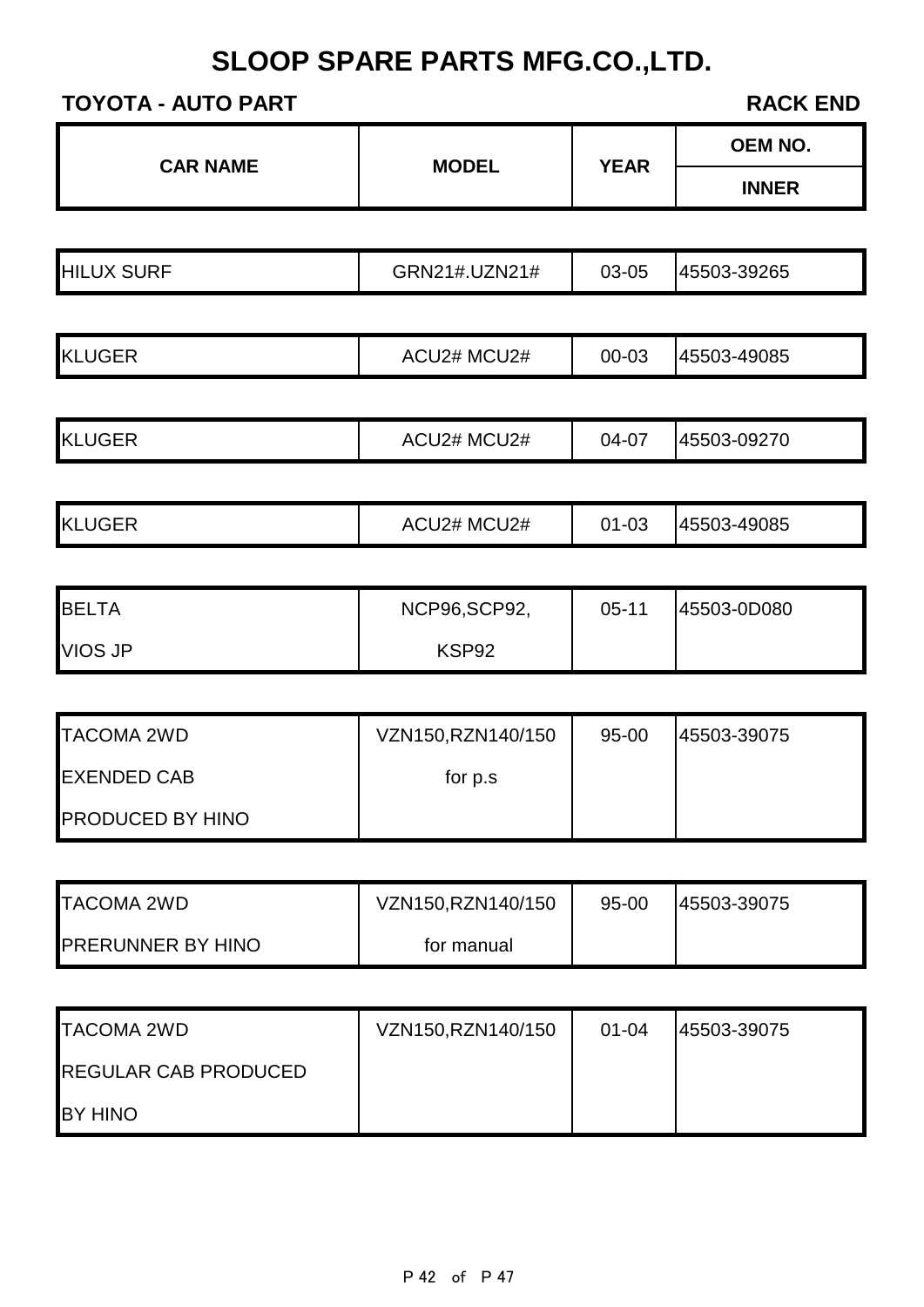# SLOOP SPARE PARTS MFG.CO.,LTD.

**TOYOTA - AUTO PART** **RACK END**

| CAR NAME | MODEL | YEAR | OEM NO. / INNER |
|---|---|---|---|
| HILUX SURF | GRN21#.UZN21# | 03-05 | 45503-39265 |
| KLUGER | ACU2# MCU2# | 00-03 | 45503-49085 |
| KLUGER | ACU2# MCU2# | 04-07 | 45503-09270 |
| KLUGER | ACU2# MCU2# | 01-03 | 45503-49085 |
| BELTA VIOS JP | NCP96,SCP92, KSP92 | 05-11 | 45503-0D080 |
| TACOMA 2WD EXENDED CAB PRODUCED BY HINO | VZN150,RZN140/150 for p.s | 95-00 | 45503-39075 |
| TACOMA 2WD PRERUNNER BY HINO | VZN150,RZN140/150 for manual | 95-00 | 45503-39075 |
| TACOMA 2WD REGULAR CAB PRODUCED BY HINO | VZN150,RZN140/150 | 01-04 | 45503-39075 |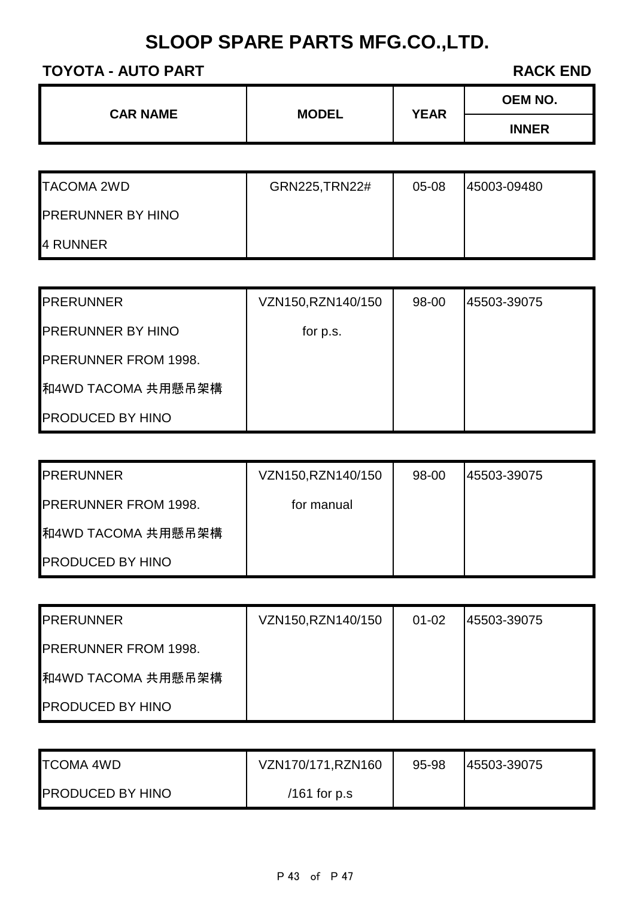# SLOOP SPARE PARTS MFG.CO.,LTD.

**TOYOTA - AUTO PART** **RACK END**

| CAR NAME | MODEL | YEAR | OEM NO. / INNER |
|---|---|---|---|
| TACOMA 2WD<br>PRERUNNER BY HINO<br>4 RUNNER | GRN225,TRN22# | 05-08 | 45003-09480 |
| PRERUNNER<br>PRERUNNER BY HINO<br>PRERUNNER FROM 1998.<br>和4WD TACOMA 共用懸吊架構<br>PRODUCED BY HINO | VZN150,RZN140/150<br>for p.s. | 98-00 | 45503-39075 |
| PRERUNNER<br>PRERUNNER FROM 1998.<br>和4WD TACOMA 共用懸吊架構<br>PRODUCED BY HINO | VZN150,RZN140/150<br>for manual | 98-00 | 45503-39075 |
| PRERUNNER<br>PRERUNNER FROM 1998.<br>和4WD TACOMA 共用懸吊架構<br>PRODUCED BY HINO | VZN150,RZN140/150 | 01-02 | 45503-39075 |
| TCOMA 4WD<br>PRODUCED BY HINO | VZN170/171,RZN160<br>/161 for p.s | 95-98 | 45503-39075 |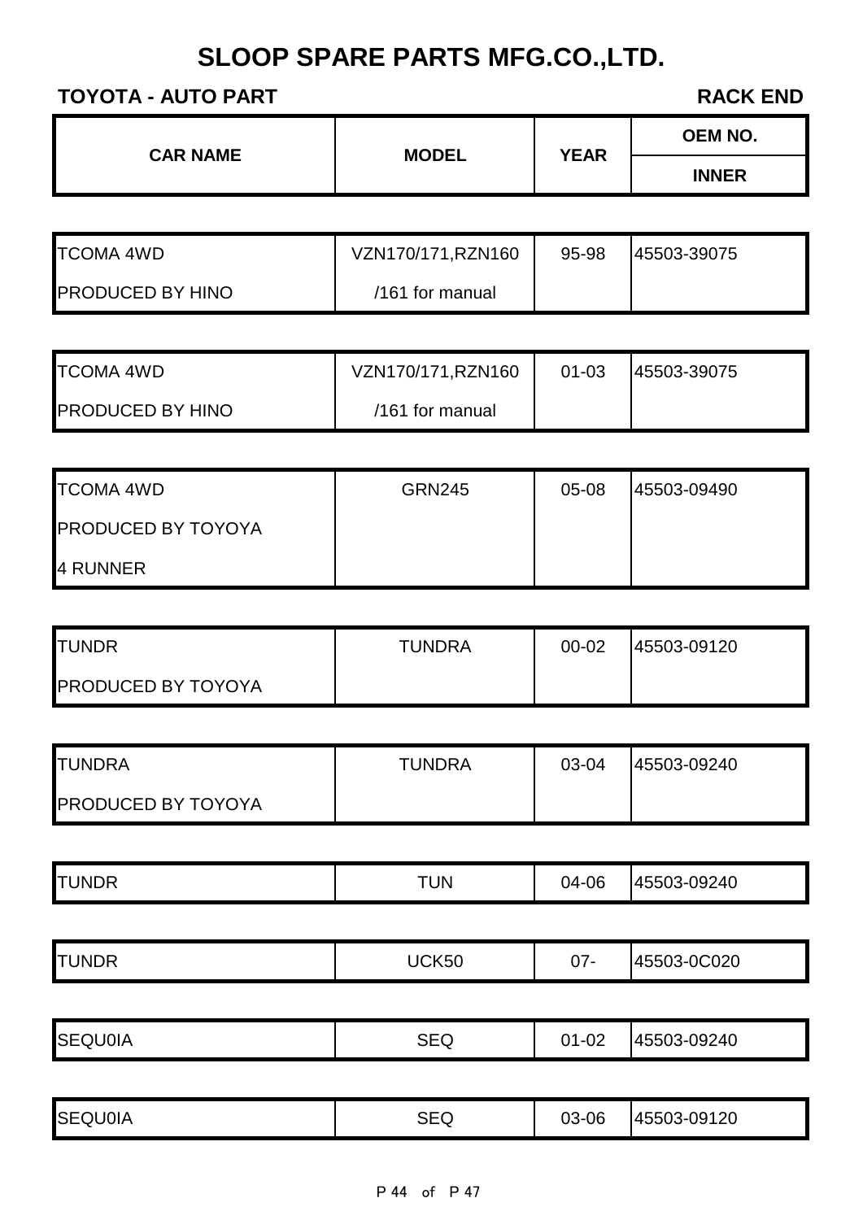# SLOOP SPARE PARTS MFG.CO.,LTD.

**TOYOTA - AUTO PART** **RACK END**

| CAR NAME | MODEL | YEAR | OEM NO. INNER |
|---|---|---|---|
| TCOMA 4WD PRODUCED BY HINO | VZN170/171,RZN160 /161 for manual | 95-98 | 45503-39075 |
| TCOMA 4WD PRODUCED BY HINO | VZN170/171,RZN160 /161 for manual | 01-03 | 45503-39075 |
| TCOMA 4WD PRODUCED BY TOYOYA 4 RUNNER | GRN245 | 05-08 | 45503-09490 |
| TUNDR PRODUCED BY TOYOYA | TUNDRA | 00-02 | 45503-09120 |
| TUNDRA PRODUCED BY TOYOYA | TUNDRA | 03-04 | 45503-09240 |
| TUNDR | TUN | 04-06 | 45503-09240 |
| TUNDR | UCK50 | 07- | 45503-0C020 |
| SEQU0IA | SEQ | 01-02 | 45503-09240 |
| SEQU0IA | SEQ | 03-06 | 45503-09120 |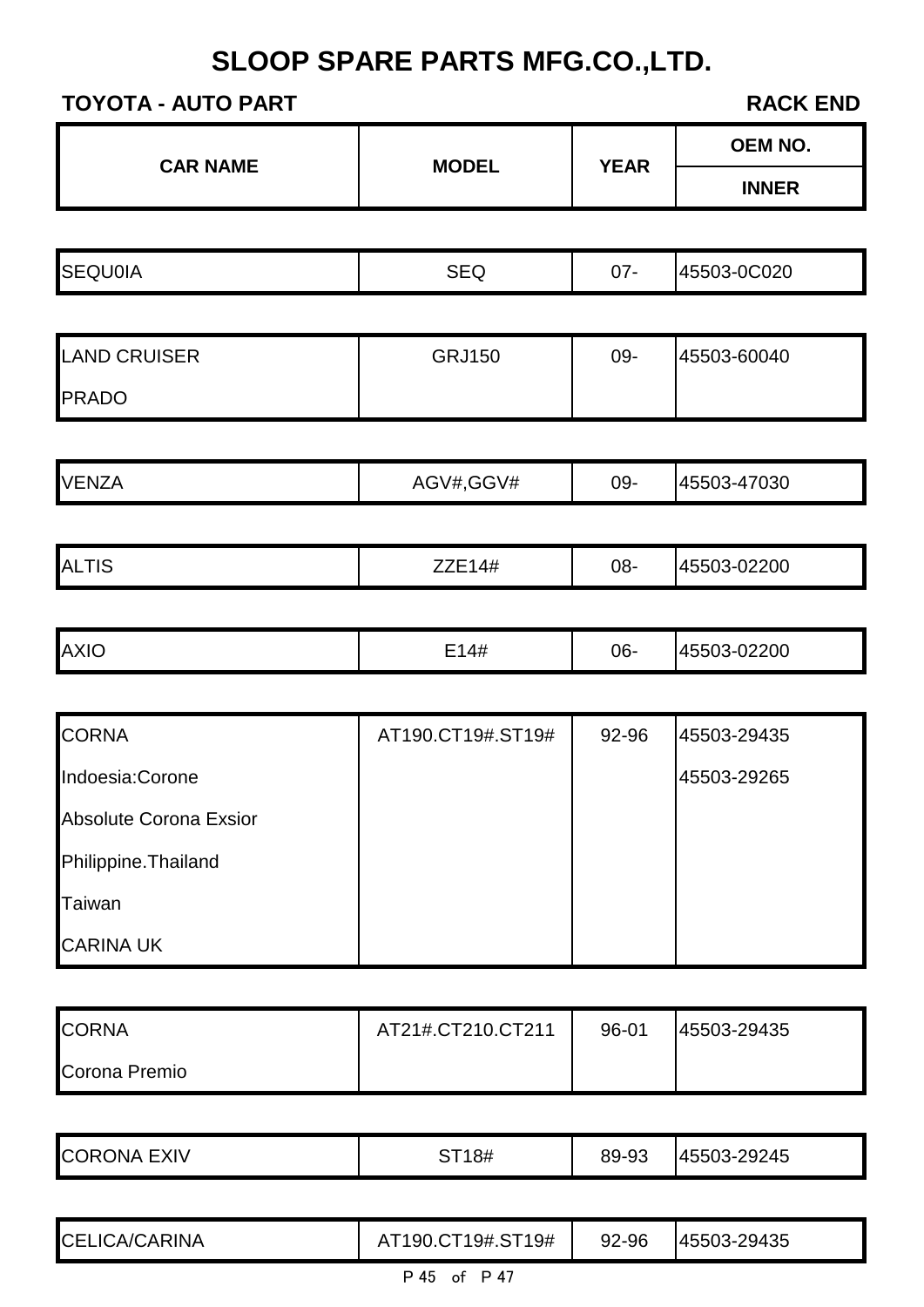# SLOOP SPARE PARTS MFG.CO.,LTD.

**TOYOTA - AUTO PART** **RACK END**

| CAR NAME | MODEL | YEAR | OEM NO. / INNER |
|---|---|---|---|
| SEQU0IA | SEQ | 07- | 45503-0C020 |
| LAND CRUISER PRADO | GRJ150 | 09- | 45503-60040 |
| VENZA | AGV#,GGV# | 09- | 45503-47030 |
| ALTIS | ZZE14# | 08- | 45503-02200 |
| AXIO | E14# | 06- | 45503-02200 |
| CORNA<br>Indoesia:Corone<br>Absolute Corona Exsior<br>Philippine.Thailand<br>Taiwan<br>CARINA UK | AT190.CT19#.ST19# | 92-96 | 45503-29435<br>45503-29265 |
| CORNA<br>Corona Premio | AT21#.CT210.CT211 | 96-01 | 45503-29435 |
| CORONA EXIV | ST18# | 89-93 | 45503-29245 |
| CELICA/CARINA | AT190.CT19#.ST19# | 92-96 | 45503-29435 |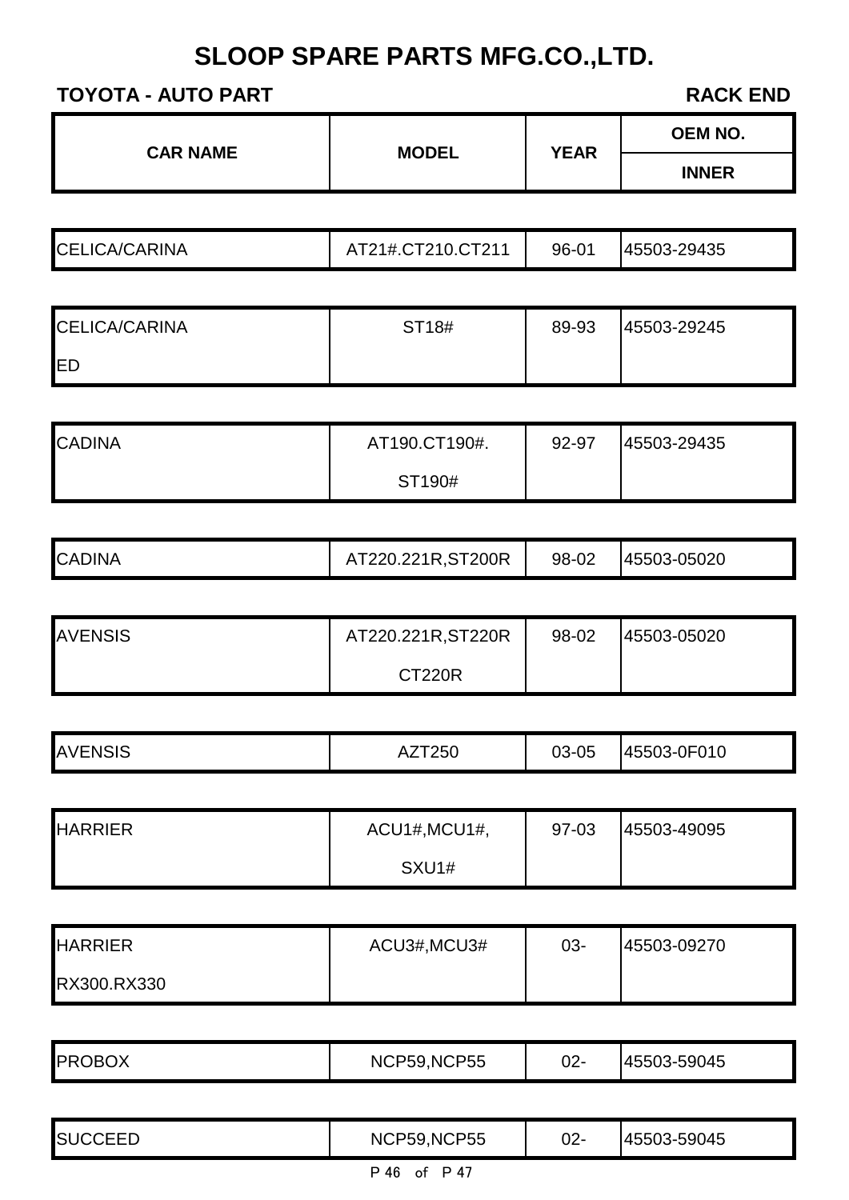# SLOOP SPARE PARTS MFG.CO.,LTD.

**TOYOTA - AUTO PART** **RACK END**

| CAR NAME | MODEL | YEAR | OEM NO. / INNER |
|---|---|---|---|
| CELICA/CARINA | AT21#.CT210.CT211 | 96-01 | 45503-29435 |
| CELICA/CARINA ED | ST18# | 89-93 | 45503-29245 |
| CADINA | AT190.CT190#. ST190# | 92-97 | 45503-29435 |
| CADINA | AT220.221R,ST200R | 98-02 | 45503-05020 |
| AVENSIS | AT220.221R,ST220R CT220R | 98-02 | 45503-05020 |
| AVENSIS | AZT250 | 03-05 | 45503-0F010 |
| HARRIER | ACU1#,MCU1#, SXU1# | 97-03 | 45503-49095 |
| HARRIER RX300.RX330 | ACU3#,MCU3# | 03- | 45503-09270 |
| PROBOX | NCP59,NCP55 | 02- | 45503-59045 |
| SUCCEED | NCP59,NCP55 | 02- | 45503-59045 |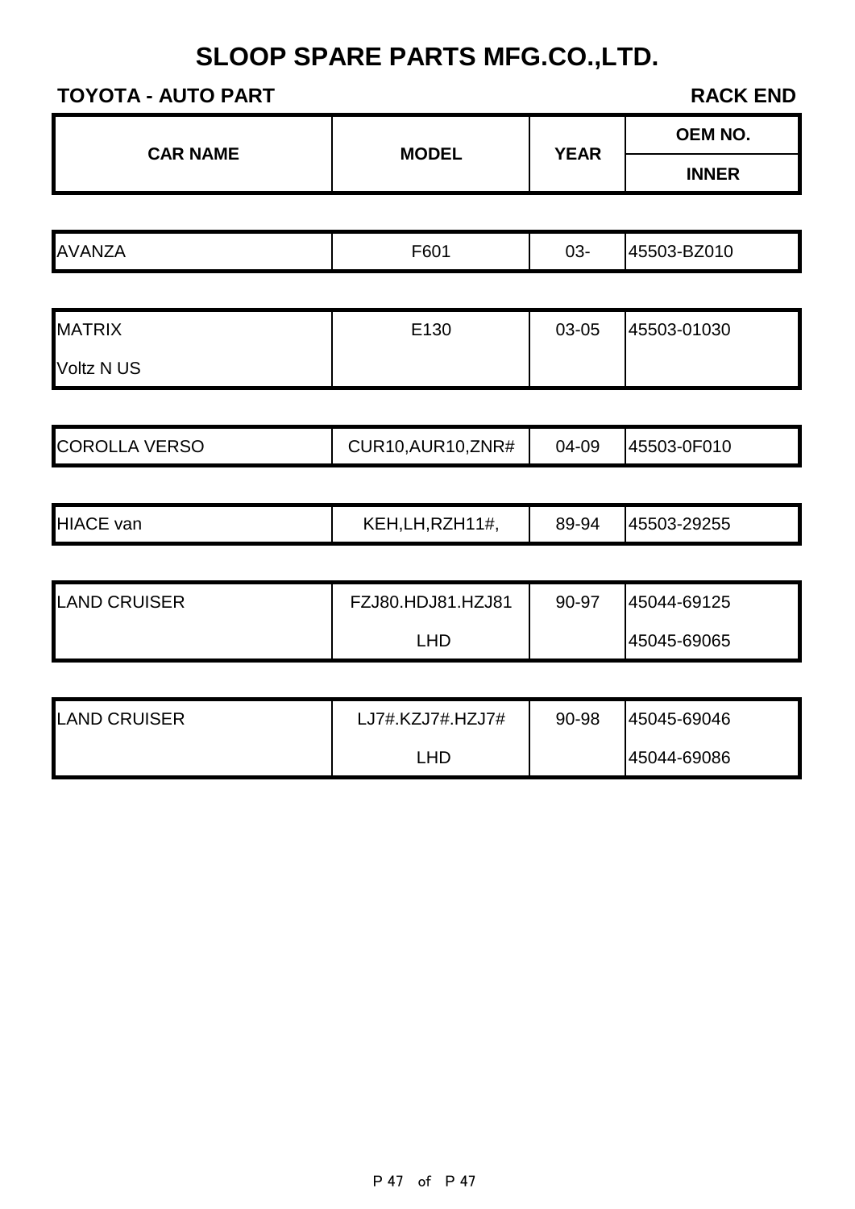# SLOOP SPARE PARTS MFG.CO.,LTD.

**TOYOTA - AUTO PART** **RACK END**

| CAR NAME | MODEL | YEAR | OEM NO. / INNER |
|---|---|---|---|
| AVANZA | F601 | 03- | 45503-BZ010 |
| MATRIX | E130 | 03-05 | 45503-01030 |
| Voltz N US | | | |
| COROLLA VERSO | CUR10,AUR10,ZNR# | 04-09 | 45503-0F010 |
| HIACE van | KEH,LH,RZH11#, | 89-94 | 45503-29255 |
| LAND CRUISER | FZJ80.HDJ81.HZJ81 | 90-97 | 45044-69125 |
| | LHD | | 45045-69065 |
| LAND CRUISER | LJ7#.KZJ7#.HZJ7# | 90-98 | 45045-69046 |
| | LHD | | 45044-69086 |